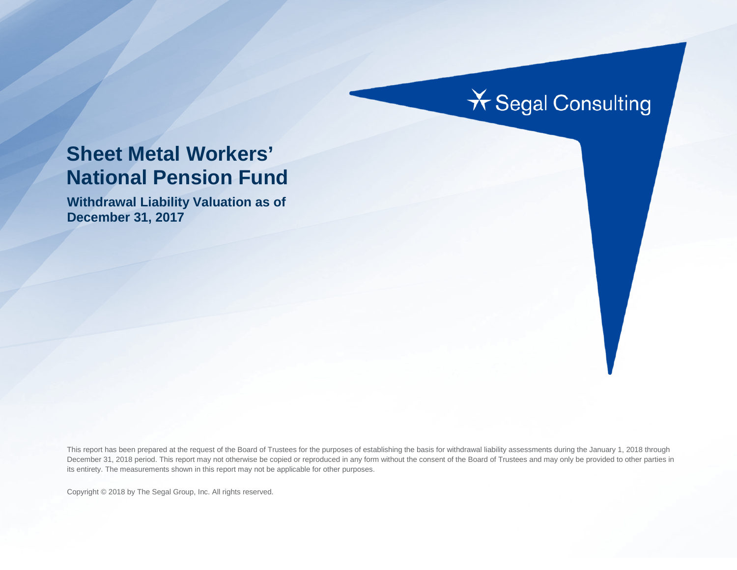Segal Consulting

# Sheet Metal Workers' National Pension Fund

## Withdrawal Liability Valuation as of December 31, 2017

This report has been prepared at the request of the Board of Trustees for the purposes of establishing the basis for withdrawal liability assessments during the January 1, 2018 through December 31, 2018 period. This report may not otherwise be copied or reproduced in any form without the consent of the Board of Trustees and may only be provided to other parties in its entirety. The measurements shown in this report may not be applicable for other purposes.

Copyright © 2018 by The Segal Group, Inc. All rights reserved.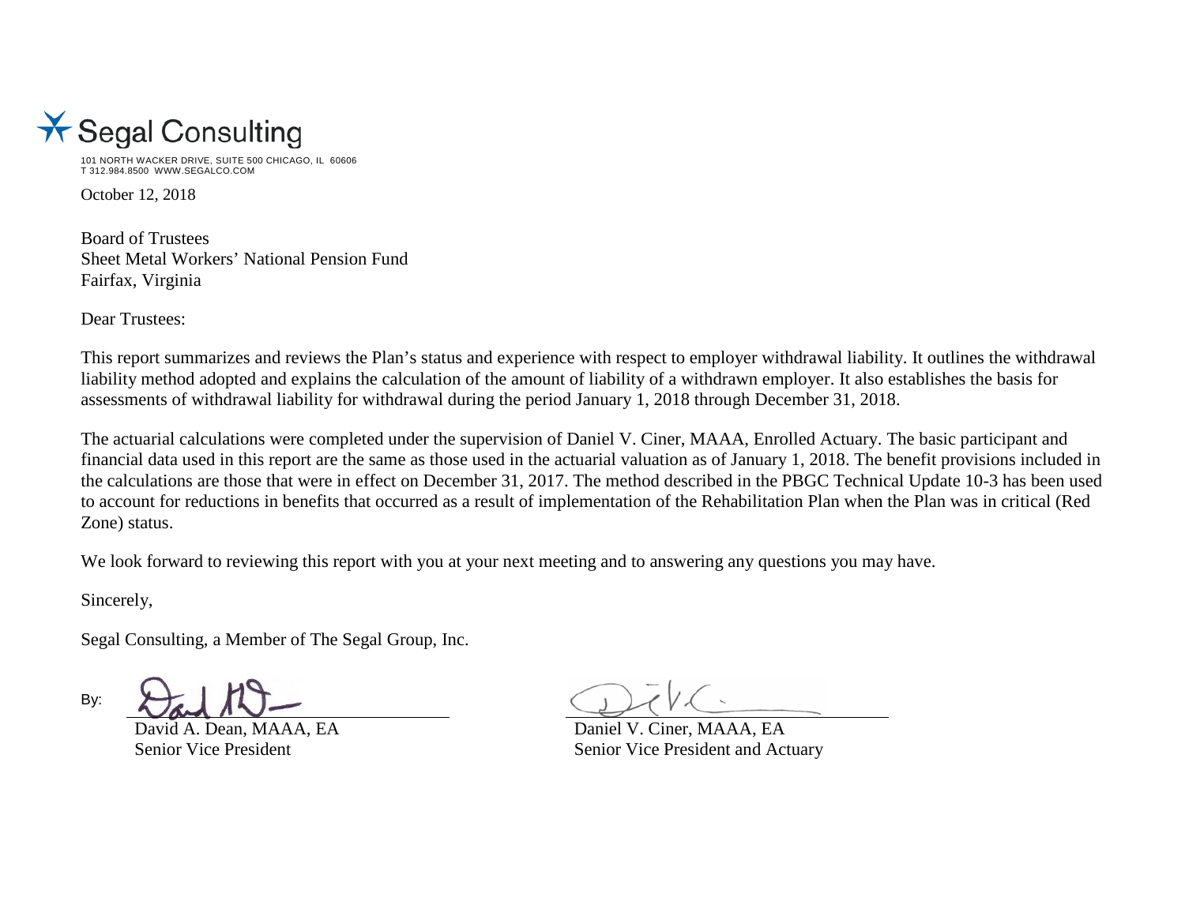Segal Consulting

101 NORTH WACKER DRIVE, SUITE 500 CHICAGO, IL 60606
T 312.984.8500 WWW.SEGALCO.COM

October 12, 2018

Board of Trustees
Sheet Metal Workers' National Pension Fund
Fairfax, Virginia

Dear Trustees:

This report summarizes and reviews the Plan's status and experience with respect to employer withdrawal liability. It outlines the withdrawal liability method adopted and explains the calculation of the amount of liability of a withdrawn employer. It also establishes the basis for assessments of withdrawal liability for withdrawal during the period January 1, 2018 through December 31, 2018.

The actuarial calculations were completed under the supervision of Daniel V. Ciner, MAAA, Enrolled Actuary. The basic participant and financial data used in this report are the same as those used in the actuarial valuation as of January 1, 2018. The benefit provisions included in the calculations are those that were in effect on December 31, 2017. The method described in the PBGC Technical Update 10-3 has been used to account for reductions in benefits that occurred as a result of implementation of the Rehabilitation Plan when the Plan was in critical (Red Zone) status.

We look forward to reviewing this report with you at your next meeting and to answering any questions you may have.

Sincerely,

Segal Consulting, a Member of The Segal Group, Inc.

By:

David A. Dean, MAAA, EA
Senior Vice President

Daniel V. Ciner, MAAA, EA
Senior Vice President and Actuary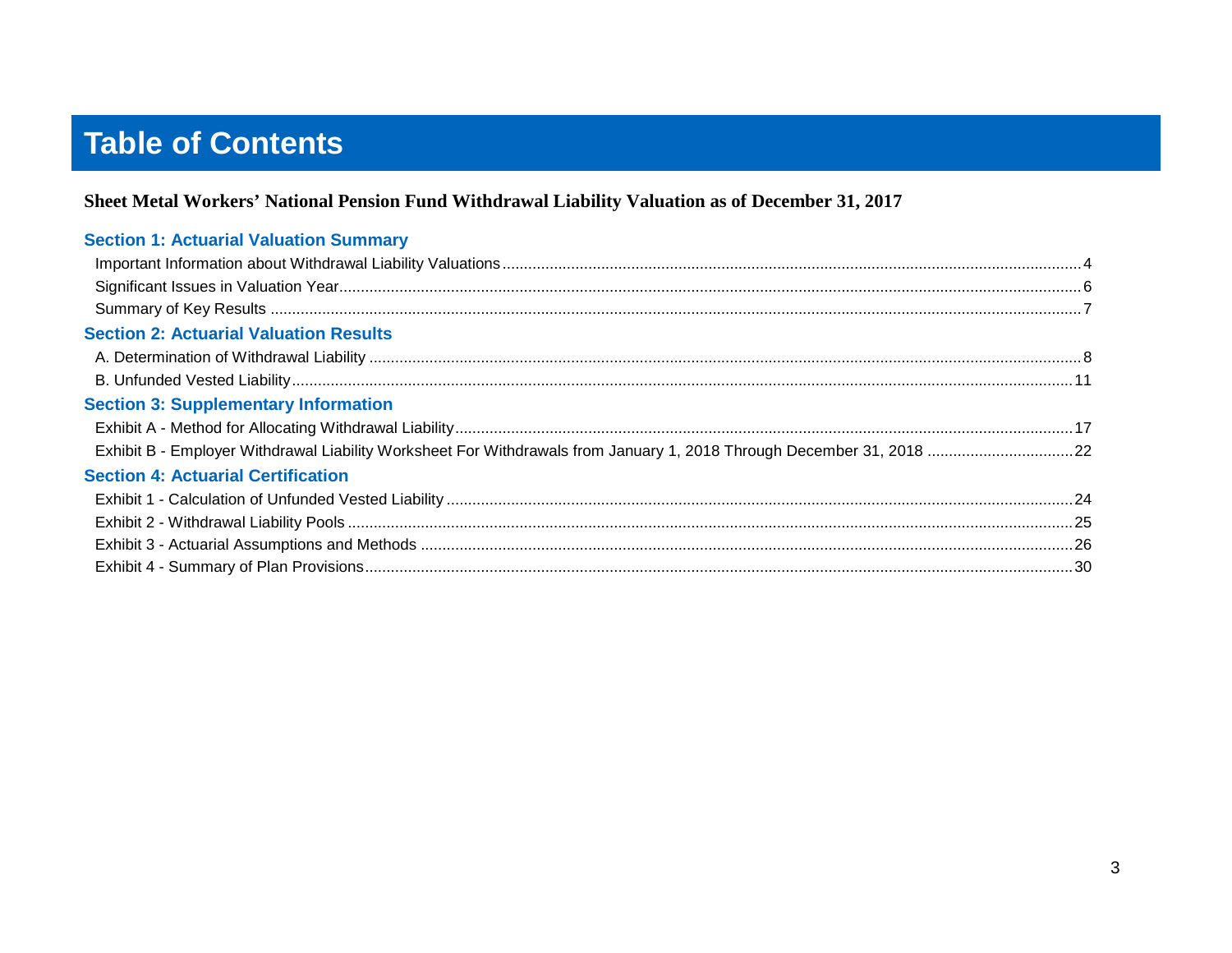# Table of Contents

**Sheet Metal Workers' National Pension Fund Withdrawal Liability Valuation as of December 31, 2017**

## Section 1: Actuarial Valuation Summary

- Important Information about Withdrawal Liability Valuations ... 4
- Significant Issues in Valuation Year ... 6
- Summary of Key Results ... 7

## Section 2: Actuarial Valuation Results

- A. Determination of Withdrawal Liability ... 8
- B. Unfunded Vested Liability ... 11

## Section 3: Supplementary Information

- Exhibit A - Method for Allocating Withdrawal Liability ... 17
- Exhibit B - Employer Withdrawal Liability Worksheet For Withdrawals from January 1, 2018 Through December 31, 2018 ... 22

## Section 4: Actuarial Certification

- Exhibit 1 - Calculation of Unfunded Vested Liability ... 24
- Exhibit 2 - Withdrawal Liability Pools ... 25
- Exhibit 3 - Actuarial Assumptions and Methods ... 26
- Exhibit 4 - Summary of Plan Provisions ... 30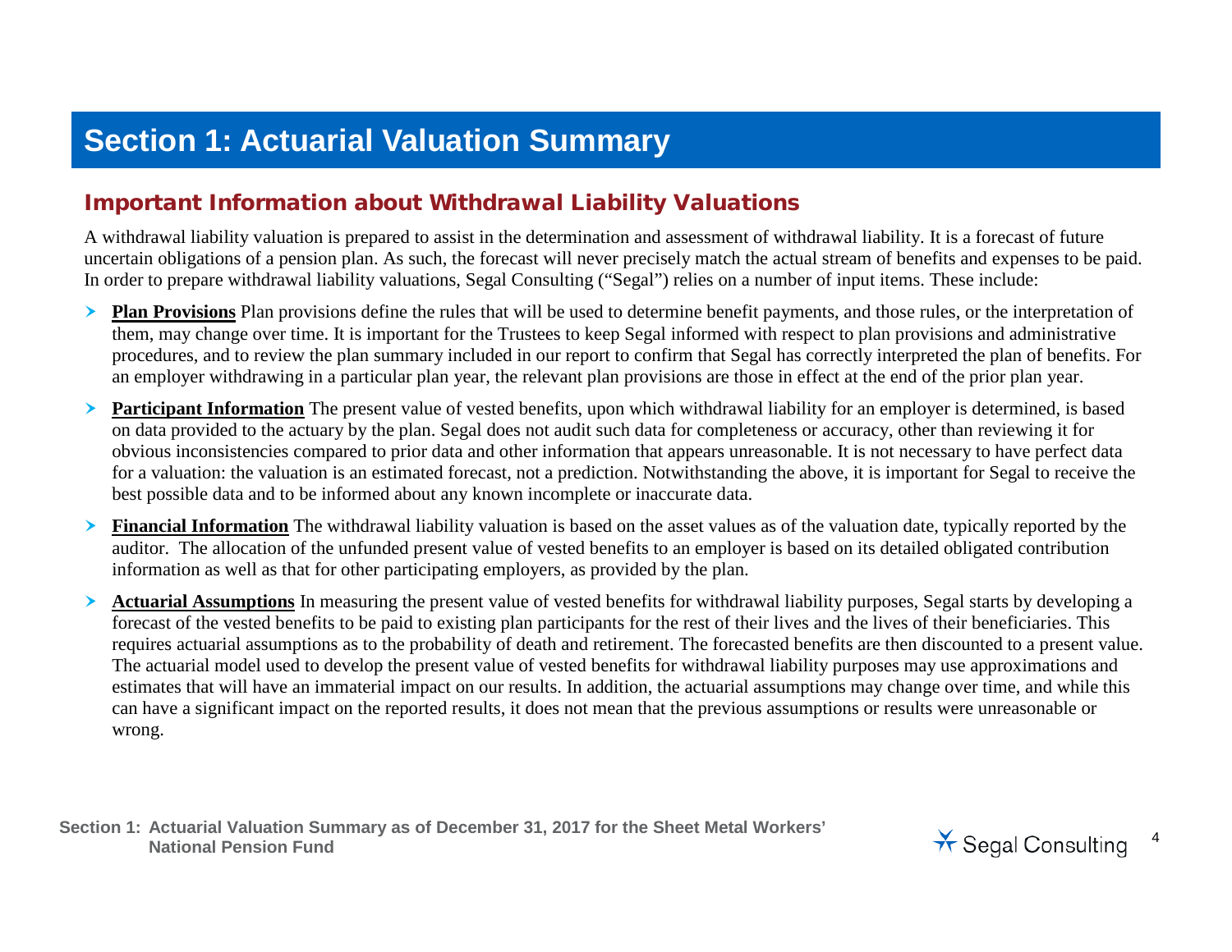# Section 1: Actuarial Valuation Summary

## Important Information about Withdrawal Liability Valuations

A withdrawal liability valuation is prepared to assist in the determination and assessment of withdrawal liability. It is a forecast of future uncertain obligations of a pension plan. As such, the forecast will never precisely match the actual stream of benefits and expenses to be paid. In order to prepare withdrawal liability valuations, Segal Consulting ("Segal") relies on a number of input items. These include:

- **Plan Provisions** Plan provisions define the rules that will be used to determine benefit payments, and those rules, or the interpretation of them, may change over time. It is important for the Trustees to keep Segal informed with respect to plan provisions and administrative procedures, and to review the plan summary included in our report to confirm that Segal has correctly interpreted the plan of benefits. For an employer withdrawing in a particular plan year, the relevant plan provisions are those in effect at the end of the prior plan year.
- **Participant Information** The present value of vested benefits, upon which withdrawal liability for an employer is determined, is based on data provided to the actuary by the plan. Segal does not audit such data for completeness or accuracy, other than reviewing it for obvious inconsistencies compared to prior data and other information that appears unreasonable. It is not necessary to have perfect data for a valuation: the valuation is an estimated forecast, not a prediction. Notwithstanding the above, it is important for Segal to receive the best possible data and to be informed about any known incomplete or inaccurate data.
- **Financial Information** The withdrawal liability valuation is based on the asset values as of the valuation date, typically reported by the auditor. The allocation of the unfunded present value of vested benefits to an employer is based on its detailed obligated contribution information as well as that for other participating employers, as provided by the plan.
- **Actuarial Assumptions** In measuring the present value of vested benefits for withdrawal liability purposes, Segal starts by developing a forecast of the vested benefits to be paid to existing plan participants for the rest of their lives and the lives of their beneficiaries. This requires actuarial assumptions as to the probability of death and retirement. The forecasted benefits are then discounted to a present value. The actuarial model used to develop the present value of vested benefits for withdrawal liability purposes may use approximations and estimates that will have an immaterial impact on our results. In addition, the actuarial assumptions may change over time, and while this can have a significant impact on the reported results, it does not mean that the previous assumptions or results were unreasonable or wrong.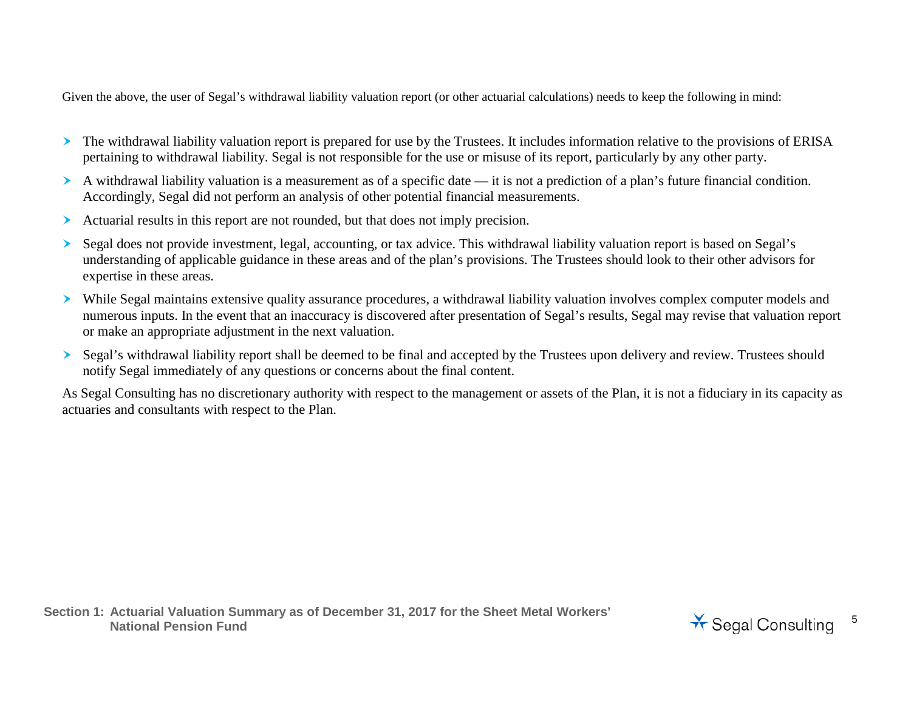Given the above, the user of Segal's withdrawal liability valuation report (or other actuarial calculations) needs to keep the following in mind:

- The withdrawal liability valuation report is prepared for use by the Trustees. It includes information relative to the provisions of ERISA pertaining to withdrawal liability. Segal is not responsible for the use or misuse of its report, particularly by any other party.
- A withdrawal liability valuation is a measurement as of a specific date — it is not a prediction of a plan's future financial condition. Accordingly, Segal did not perform an analysis of other potential financial measurements.
- Actuarial results in this report are not rounded, but that does not imply precision.
- Segal does not provide investment, legal, accounting, or tax advice. This withdrawal liability valuation report is based on Segal's understanding of applicable guidance in these areas and of the plan's provisions. The Trustees should look to their other advisors for expertise in these areas.
- While Segal maintains extensive quality assurance procedures, a withdrawal liability valuation involves complex computer models and numerous inputs. In the event that an inaccuracy is discovered after presentation of Segal's results, Segal may revise that valuation report or make an appropriate adjustment in the next valuation.
- Segal's withdrawal liability report shall be deemed to be final and accepted by the Trustees upon delivery and review. Trustees should notify Segal immediately of any questions or concerns about the final content.

As Segal Consulting has no discretionary authority with respect to the management or assets of the Plan, it is not a fiduciary in its capacity as actuaries and consultants with respect to the Plan.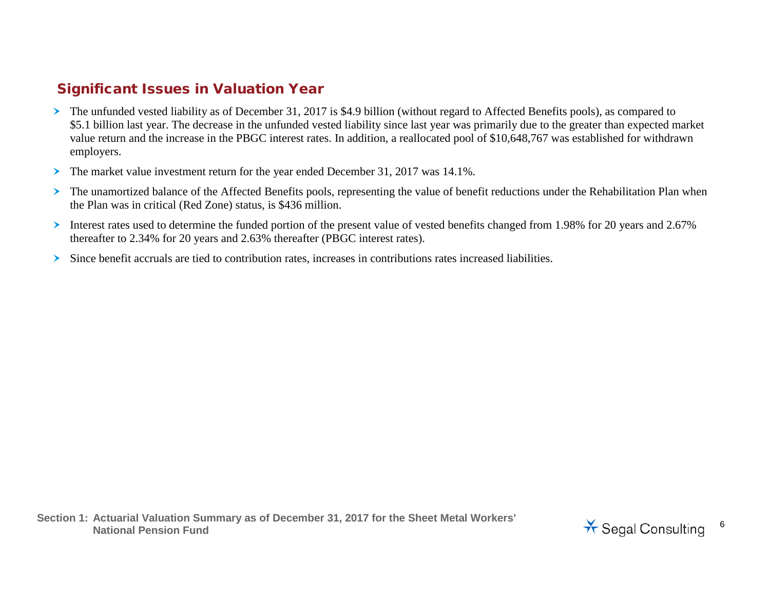## Significant Issues in Valuation Year

- The unfunded vested liability as of December 31, 2017 is $4.9 billion (without regard to Affected Benefits pools), as compared to $5.1 billion last year. The decrease in the unfunded vested liability since last year was primarily due to the greater than expected market value return and the increase in the PBGC interest rates. In addition, a reallocated pool of $10,648,767 was established for withdrawn employers.
- The market value investment return for the year ended December 31, 2017 was 14.1%.
- The unamortized balance of the Affected Benefits pools, representing the value of benefit reductions under the Rehabilitation Plan when the Plan was in critical (Red Zone) status, is $436 million.
- Interest rates used to determine the funded portion of the present value of vested benefits changed from 1.98% for 20 years and 2.67% thereafter to 2.34% for 20 years and 2.63% thereafter (PBGC interest rates).
- Since benefit accruals are tied to contribution rates, increases in contributions rates increased liabilities.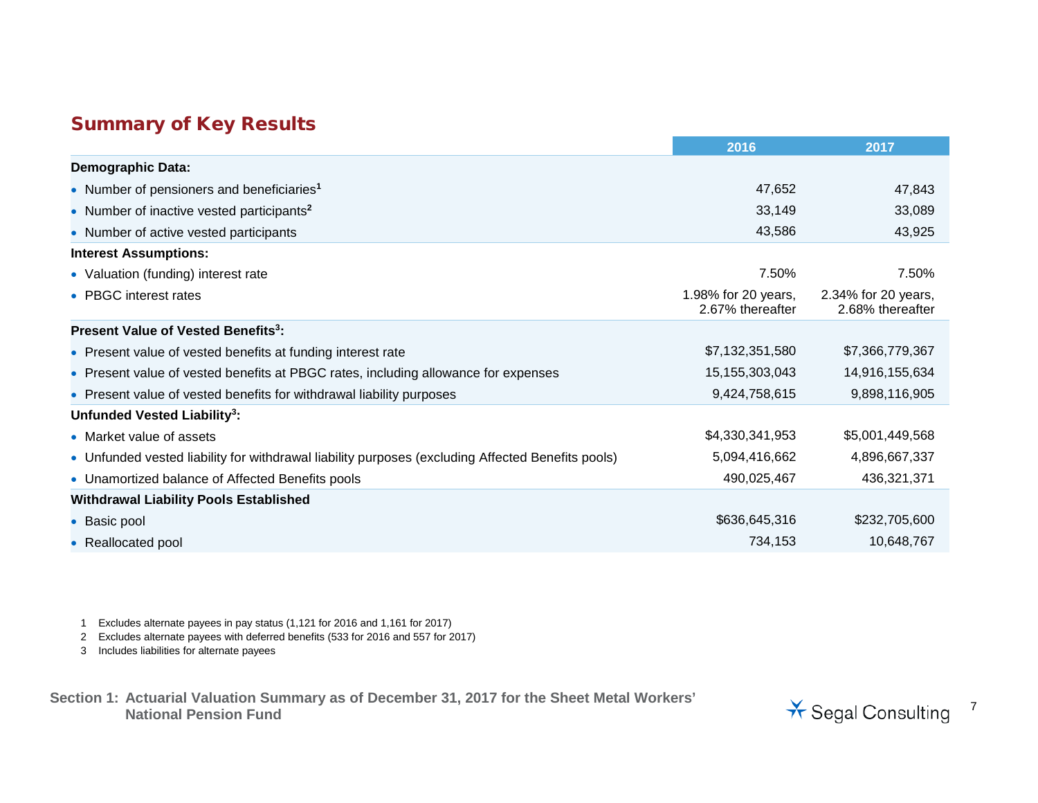## Summary of Key Results

| | 2016 | 2017 |
|---|---|---|
| **Demographic Data:** | | |
| • Number of pensioners and beneficiaries[1] | 47,652 | 47,843 |
| • Number of inactive vested participants[2] | 33,149 | 33,089 |
| • Number of active vested participants | 43,586 | 43,925 |
| **Interest Assumptions:** | | |
| • Valuation (funding) interest rate | 7.50% | 7.50% |
| • PBGC interest rates | 1.98% for 20 years, 2.67% thereafter | 2.34% for 20 years, 2.68% thereafter |
| **Present Value of Vested Benefits[3]:** | | |
| • Present value of vested benefits at funding interest rate | $7,132,351,580 | $7,366,779,367 |
| • Present value of vested benefits at PBGC rates, including allowance for expenses | 15,155,303,043 | 14,916,155,634 |
| • Present value of vested benefits for withdrawal liability purposes | 9,424,758,615 | 9,898,116,905 |
| **Unfunded Vested Liability[3]:** | | |
| • Market value of assets | $4,330,341,953 | $5,001,449,568 |
| • Unfunded vested liability for withdrawal liability purposes (excluding Affected Benefits pools) | 5,094,416,662 | 4,896,667,337 |
| • Unamortized balance of Affected Benefits pools | 490,025,467 | 436,321,371 |
| **Withdrawal Liability Pools Established** | | |
| • Basic pool | $636,645,316 | $232,705,600 |
| • Reallocated pool | 734,153 | 10,648,767 |

1 Excludes alternate payees in pay status (1,121 for 2016 and 1,161 for 2017)

2 Excludes alternate payees with deferred benefits (533 for 2016 and 557 for 2017)

3 Includes liabilities for alternate payees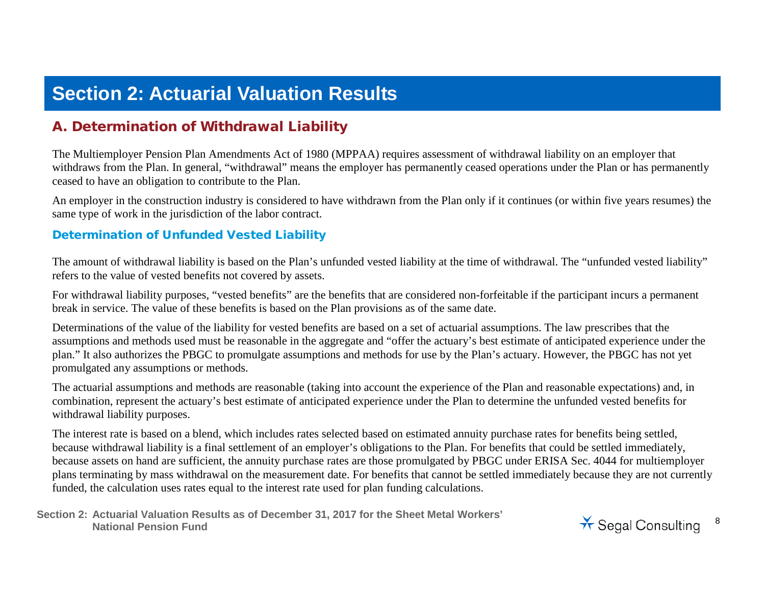# Section 2: Actuarial Valuation Results

## A. Determination of Withdrawal Liability

The Multiemployer Pension Plan Amendments Act of 1980 (MPPAA) requires assessment of withdrawal liability on an employer that withdraws from the Plan. In general, "withdrawal" means the employer has permanently ceased operations under the Plan or has permanently ceased to have an obligation to contribute to the Plan.

An employer in the construction industry is considered to have withdrawn from the Plan only if it continues (or within five years resumes) the same type of work in the jurisdiction of the labor contract.

### Determination of Unfunded Vested Liability

The amount of withdrawal liability is based on the Plan's unfunded vested liability at the time of withdrawal. The "unfunded vested liability" refers to the value of vested benefits not covered by assets.

For withdrawal liability purposes, "vested benefits" are the benefits that are considered non-forfeitable if the participant incurs a permanent break in service. The value of these benefits is based on the Plan provisions as of the same date.

Determinations of the value of the liability for vested benefits are based on a set of actuarial assumptions. The law prescribes that the assumptions and methods used must be reasonable in the aggregate and "offer the actuary's best estimate of anticipated experience under the plan." It also authorizes the PBGC to promulgate assumptions and methods for use by the Plan's actuary. However, the PBGC has not yet promulgated any assumptions or methods.

The actuarial assumptions and methods are reasonable (taking into account the experience of the Plan and reasonable expectations) and, in combination, represent the actuary's best estimate of anticipated experience under the Plan to determine the unfunded vested benefits for withdrawal liability purposes.

The interest rate is based on a blend, which includes rates selected based on estimated annuity purchase rates for benefits being settled, because withdrawal liability is a final settlement of an employer's obligations to the Plan. For benefits that could be settled immediately, because assets on hand are sufficient, the annuity purchase rates are those promulgated by PBGC under ERISA Sec. 4044 for multiemployer plans terminating by mass withdrawal on the measurement date. For benefits that cannot be settled immediately because they are not currently funded, the calculation uses rates equal to the interest rate used for plan funding calculations.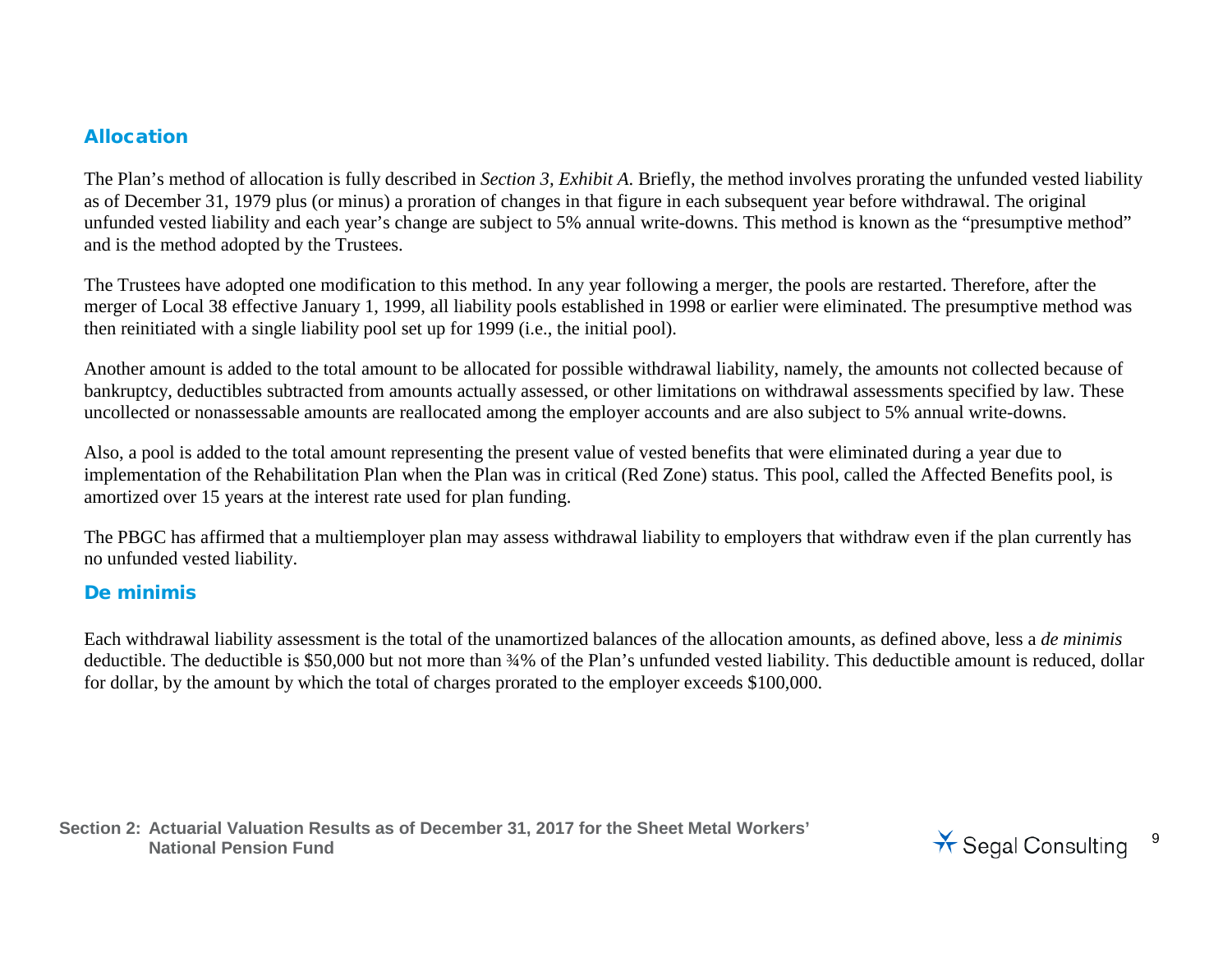## Allocation

The Plan's method of allocation is fully described in *Section 3, Exhibit A*. Briefly, the method involves prorating the unfunded vested liability as of December 31, 1979 plus (or minus) a proration of changes in that figure in each subsequent year before withdrawal. The original unfunded vested liability and each year's change are subject to 5% annual write-downs. This method is known as the "presumptive method" and is the method adopted by the Trustees.

The Trustees have adopted one modification to this method. In any year following a merger, the pools are restarted. Therefore, after the merger of Local 38 effective January 1, 1999, all liability pools established in 1998 or earlier were eliminated. The presumptive method was then reinitiated with a single liability pool set up for 1999 (i.e., the initial pool).

Another amount is added to the total amount to be allocated for possible withdrawal liability, namely, the amounts not collected because of bankruptcy, deductibles subtracted from amounts actually assessed, or other limitations on withdrawal assessments specified by law. These uncollected or nonassessable amounts are reallocated among the employer accounts and are also subject to 5% annual write-downs.

Also, a pool is added to the total amount representing the present value of vested benefits that were eliminated during a year due to implementation of the Rehabilitation Plan when the Plan was in critical (Red Zone) status. This pool, called the Affected Benefits pool, is amortized over 15 years at the interest rate used for plan funding.

The PBGC has affirmed that a multiemployer plan may assess withdrawal liability to employers that withdraw even if the plan currently has no unfunded vested liability.

## De minimis

Each withdrawal liability assessment is the total of the unamortized balances of the allocation amounts, as defined above, less a *de minimis* deductible. The deductible is $50,000 but not more than ¾% of the Plan's unfunded vested liability. This deductible amount is reduced, dollar for dollar, by the amount by which the total of charges prorated to the employer exceeds $100,000.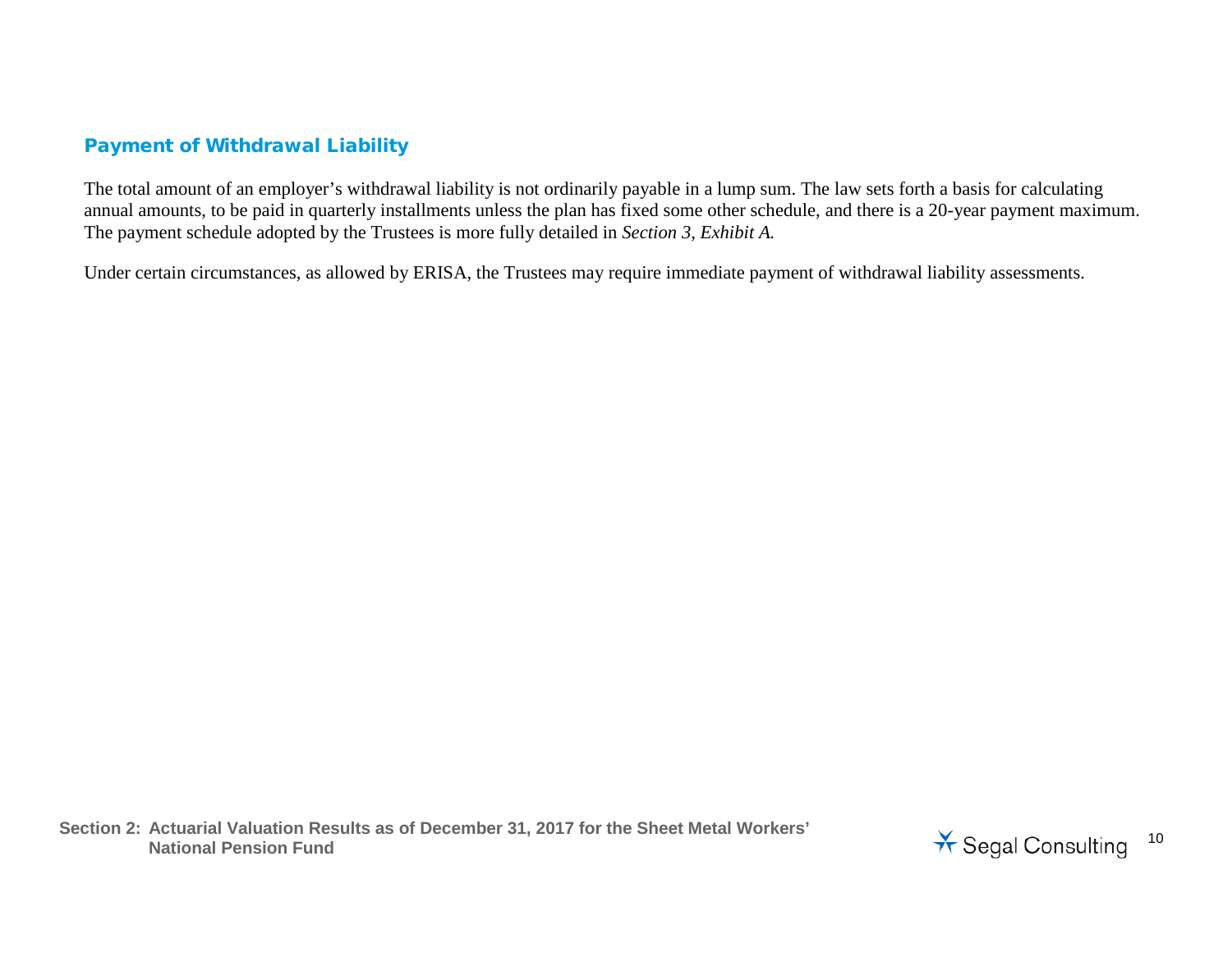### Payment of Withdrawal Liability

The total amount of an employer's withdrawal liability is not ordinarily payable in a lump sum. The law sets forth a basis for calculating annual amounts, to be paid in quarterly installments unless the plan has fixed some other schedule, and there is a 20-year payment maximum. The payment schedule adopted by the Trustees is more fully detailed in *Section 3, Exhibit A.*

Under certain circumstances, as allowed by ERISA, the Trustees may require immediate payment of withdrawal liability assessments.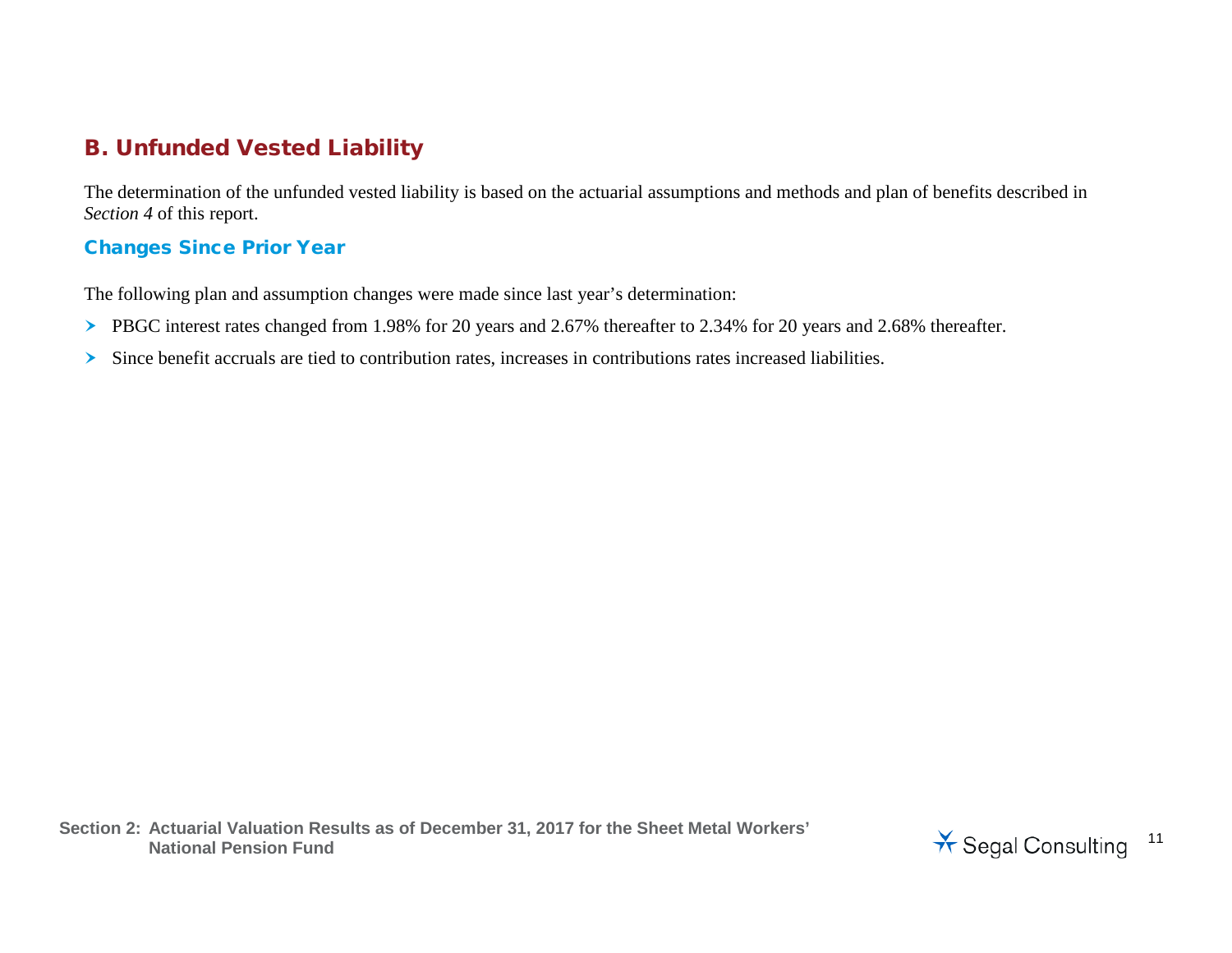## B. Unfunded Vested Liability

The determination of the unfunded vested liability is based on the actuarial assumptions and methods and plan of benefits described in *Section 4* of this report.

### Changes Since Prior Year

The following plan and assumption changes were made since last year's determination:

- PBGC interest rates changed from 1.98% for 20 years and 2.67% thereafter to 2.34% for 20 years and 2.68% thereafter.
- Since benefit accruals are tied to contribution rates, increases in contributions rates increased liabilities.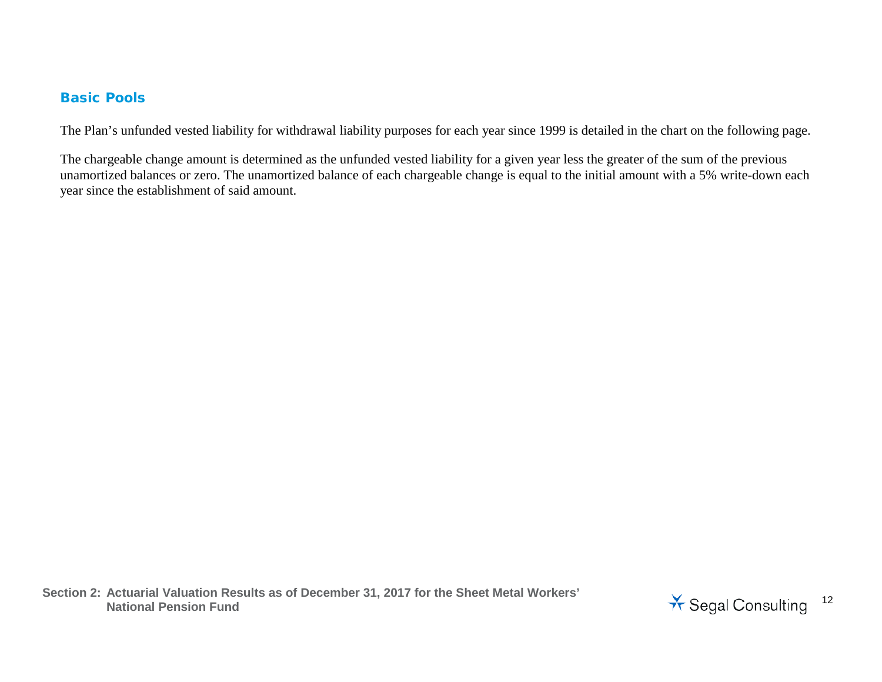## Basic Pools

The Plan's unfunded vested liability for withdrawal liability purposes for each year since 1999 is detailed in the chart on the following page.

The chargeable change amount is determined as the unfunded vested liability for a given year less the greater of the sum of the previous unamortized balances or zero. The unamortized balance of each chargeable change is equal to the initial amount with a 5% write-down each year since the establishment of said amount.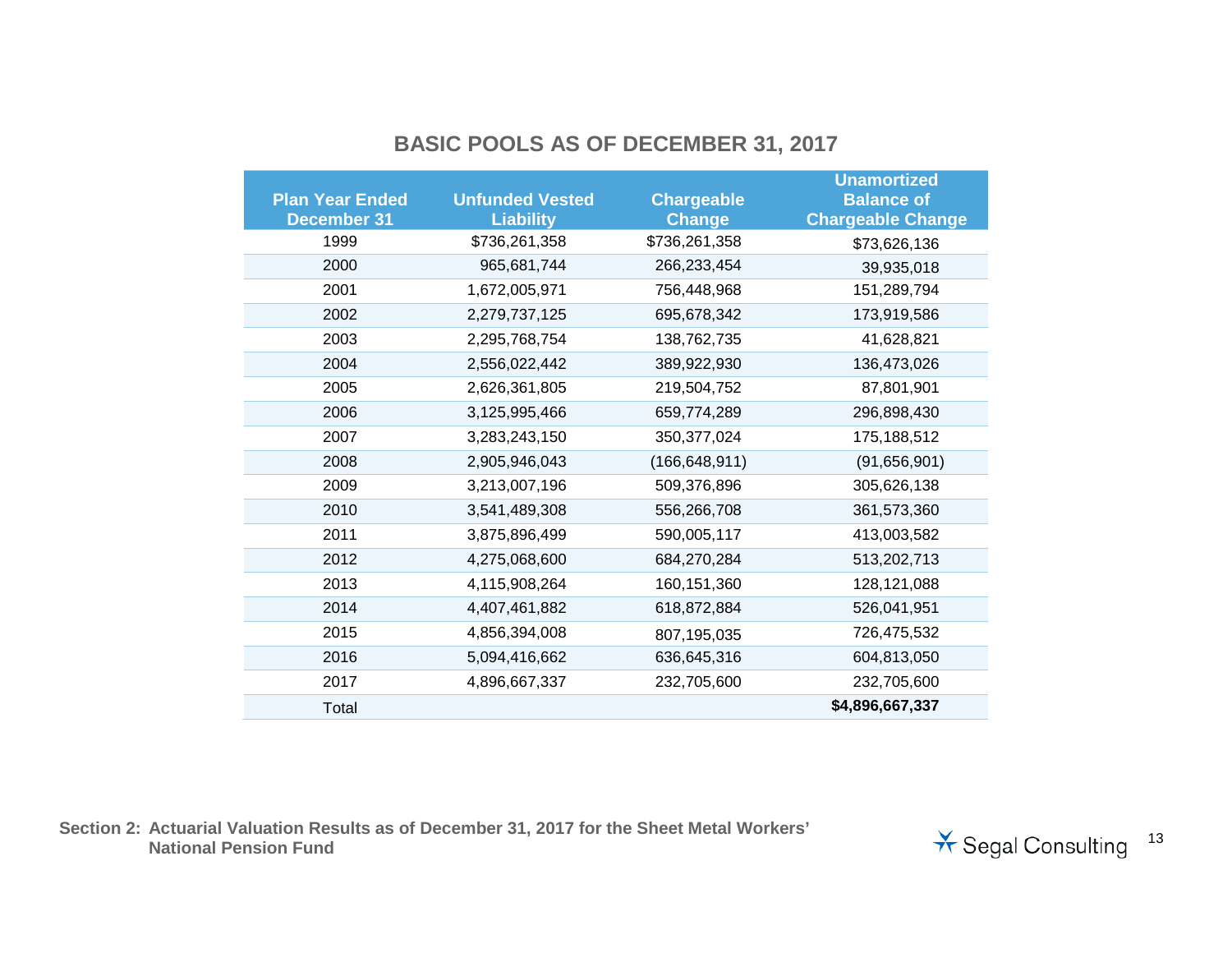## BASIC POOLS AS OF DECEMBER 31, 2017

| Plan Year Ended December 31 | Unfunded Vested Liability | Chargeable Change | Unamortized Balance of Chargeable Change |
|---|---|---|---|
| 1999 | $736,261,358 | $736,261,358 | $73,626,136 |
| 2000 | 965,681,744 | 266,233,454 | 39,935,018 |
| 2001 | 1,672,005,971 | 756,448,968 | 151,289,794 |
| 2002 | 2,279,737,125 | 695,678,342 | 173,919,586 |
| 2003 | 2,295,768,754 | 138,762,735 | 41,628,821 |
| 2004 | 2,556,022,442 | 389,922,930 | 136,473,026 |
| 2005 | 2,626,361,805 | 219,504,752 | 87,801,901 |
| 2006 | 3,125,995,466 | 659,774,289 | 296,898,430 |
| 2007 | 3,283,243,150 | 350,377,024 | 175,188,512 |
| 2008 | 2,905,946,043 | (166,648,911) | (91,656,901) |
| 2009 | 3,213,007,196 | 509,376,896 | 305,626,138 |
| 2010 | 3,541,489,308 | 556,266,708 | 361,573,360 |
| 2011 | 3,875,896,499 | 590,005,117 | 413,003,582 |
| 2012 | 4,275,068,600 | 684,270,284 | 513,202,713 |
| 2013 | 4,115,908,264 | 160,151,360 | 128,121,088 |
| 2014 | 4,407,461,882 | 618,872,884 | 526,041,951 |
| 2015 | 4,856,394,008 | 807,195,035 | 726,475,532 |
| 2016 | 5,094,416,662 | 636,645,316 | 604,813,050 |
| 2017 | 4,896,667,337 | 232,705,600 | 232,705,600 |
| Total | | | **$4,896,667,337** |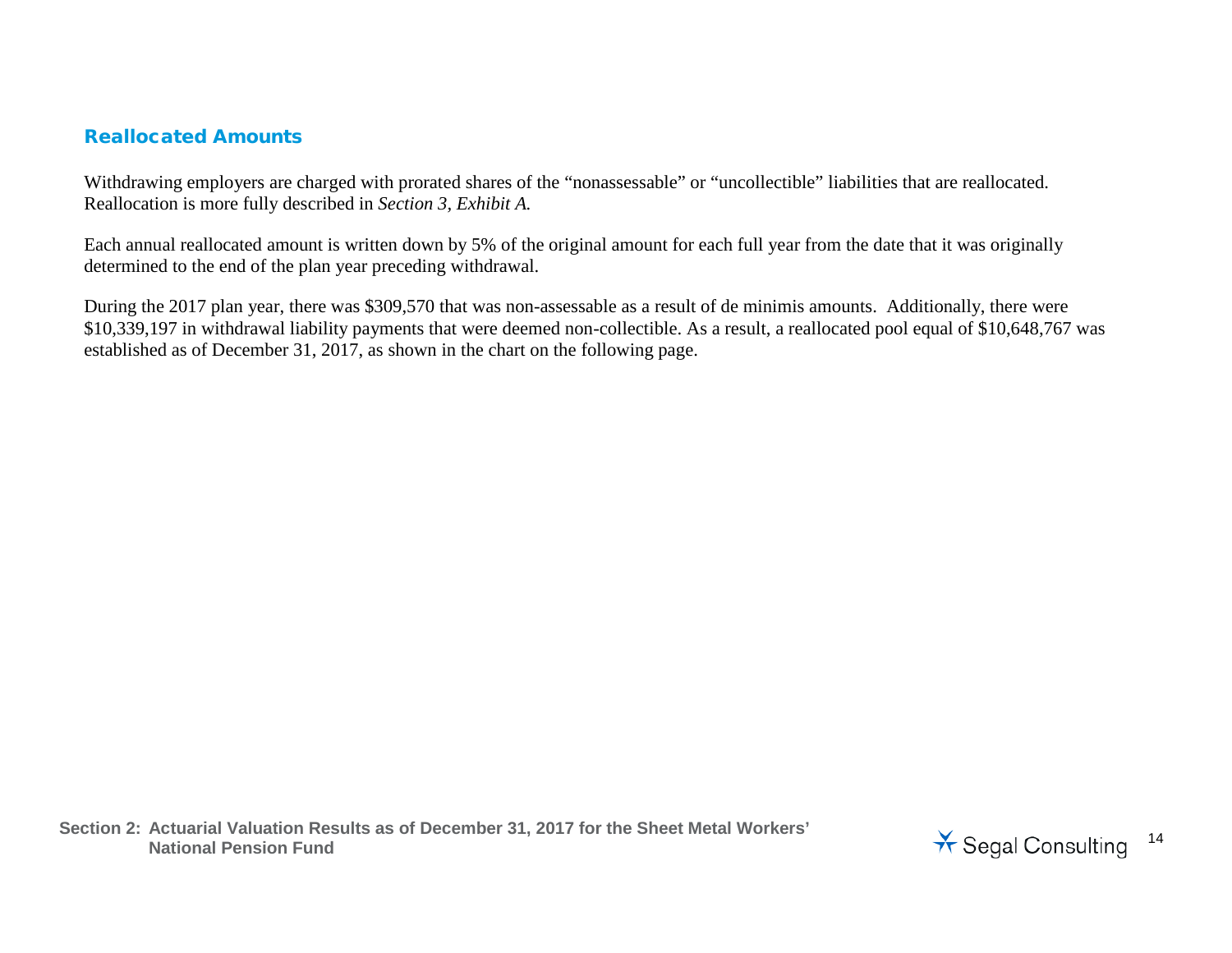## Reallocated Amounts

Withdrawing employers are charged with prorated shares of the "nonassessable" or "uncollectible" liabilities that are reallocated. Reallocation is more fully described in *Section 3, Exhibit A.*

Each annual reallocated amount is written down by 5% of the original amount for each full year from the date that it was originally determined to the end of the plan year preceding withdrawal.

During the 2017 plan year, there was $309,570 that was non-assessable as a result of de minimis amounts. Additionally, there were $10,339,197 in withdrawal liability payments that were deemed non-collectible. As a result, a reallocated pool equal of $10,648,767 was established as of December 31, 2017, as shown in the chart on the following page.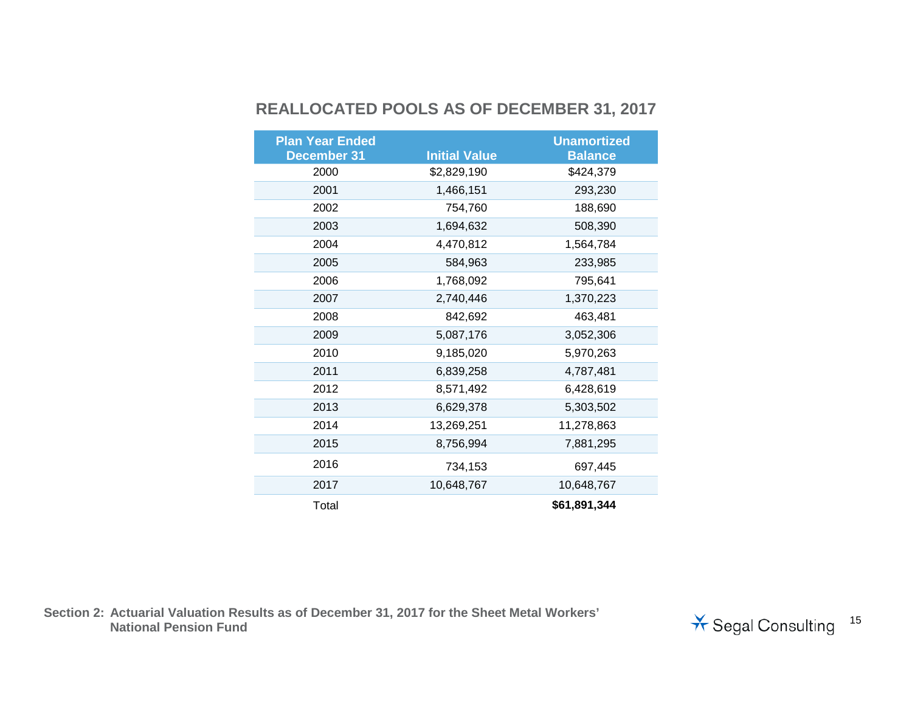## REALLOCATED POOLS AS OF DECEMBER 31, 2017

| Plan Year Ended December 31 | Initial Value | Unamortized Balance |
|---|---|---|
| 2000 | $2,829,190 | $424,379 |
| 2001 | 1,466,151 | 293,230 |
| 2002 | 754,760 | 188,690 |
| 2003 | 1,694,632 | 508,390 |
| 2004 | 4,470,812 | 1,564,784 |
| 2005 | 584,963 | 233,985 |
| 2006 | 1,768,092 | 795,641 |
| 2007 | 2,740,446 | 1,370,223 |
| 2008 | 842,692 | 463,481 |
| 2009 | 5,087,176 | 3,052,306 |
| 2010 | 9,185,020 | 5,970,263 |
| 2011 | 6,839,258 | 4,787,481 |
| 2012 | 8,571,492 | 6,428,619 |
| 2013 | 6,629,378 | 5,303,502 |
| 2014 | 13,269,251 | 11,278,863 |
| 2015 | 8,756,994 | 7,881,295 |
| 2016 | 734,153 | 697,445 |
| 2017 | 10,648,767 | 10,648,767 |
| Total | | **$61,891,344** |

**Section 2: Actuarial Valuation Results as of December 31, 2017 for the Sheet Metal Workers' National Pension Fund**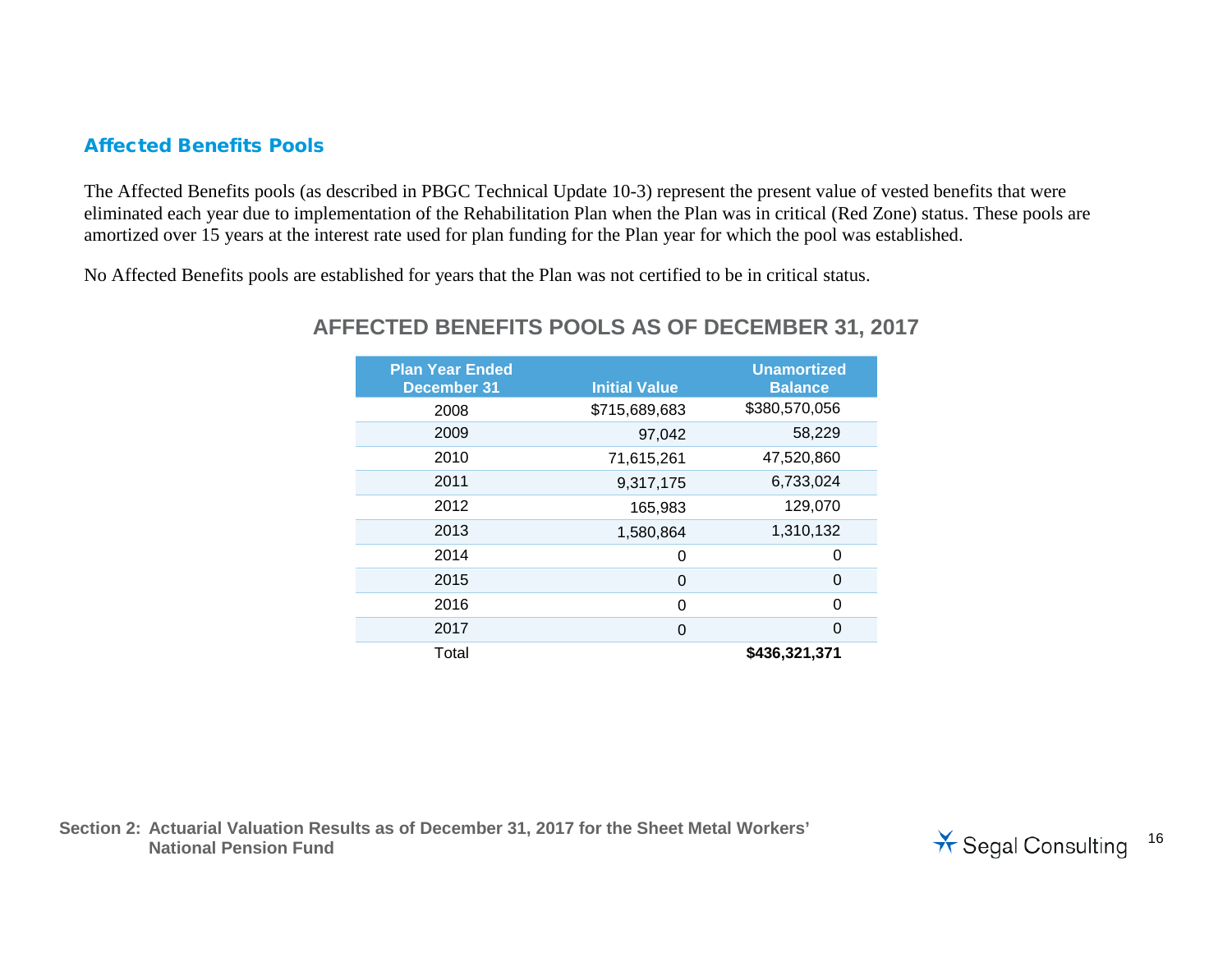## Affected Benefits Pools

The Affected Benefits pools (as described in PBGC Technical Update 10-3) represent the present value of vested benefits that were eliminated each year due to implementation of the Rehabilitation Plan when the Plan was in critical (Red Zone) status. These pools are amortized over 15 years at the interest rate used for plan funding for the Plan year for which the pool was established.

No Affected Benefits pools are established for years that the Plan was not certified to be in critical status.

### AFFECTED BENEFITS POOLS AS OF DECEMBER 31, 2017

| Plan Year Ended December 31 | Initial Value | Unamortized Balance |
|---|---|---|
| 2008 | $715,689,683 | $380,570,056 |
| 2009 | 97,042 | 58,229 |
| 2010 | 71,615,261 | 47,520,860 |
| 2011 | 9,317,175 | 6,733,024 |
| 2012 | 165,983 | 129,070 |
| 2013 | 1,580,864 | 1,310,132 |
| 2014 | 0 | 0 |
| 2015 | 0 | 0 |
| 2016 | 0 | 0 |
| 2017 | 0 | 0 |
| Total | | **$436,321,371** |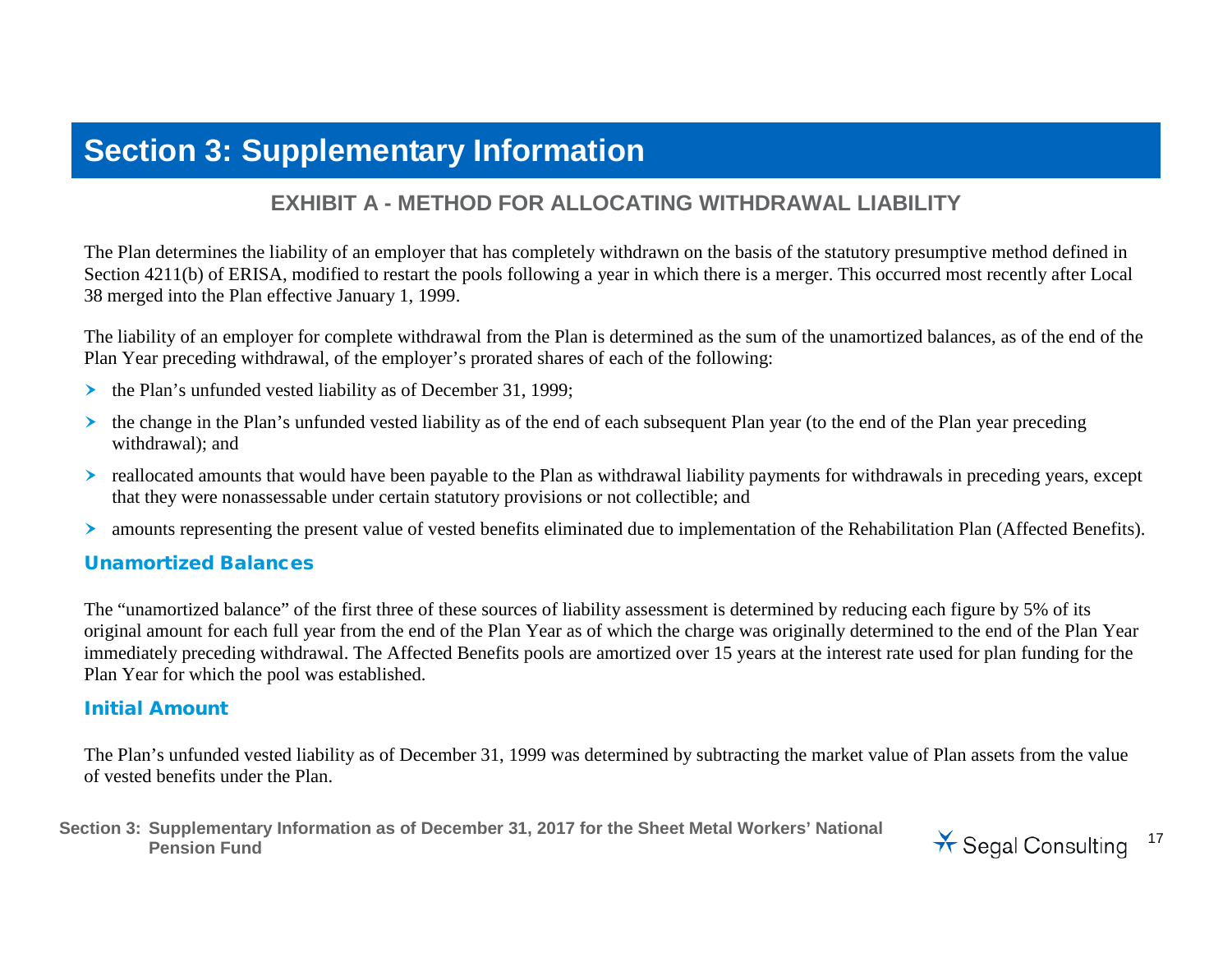# Section 3: Supplementary Information

## EXHIBIT A - METHOD FOR ALLOCATING WITHDRAWAL LIABILITY

The Plan determines the liability of an employer that has completely withdrawn on the basis of the statutory presumptive method defined in Section 4211(b) of ERISA, modified to restart the pools following a year in which there is a merger. This occurred most recently after Local 38 merged into the Plan effective January 1, 1999.

The liability of an employer for complete withdrawal from the Plan is determined as the sum of the unamortized balances, as of the end of the Plan Year preceding withdrawal, of the employer's prorated shares of each of the following:

- the Plan's unfunded vested liability as of December 31, 1999;
- the change in the Plan's unfunded vested liability as of the end of each subsequent Plan year (to the end of the Plan year preceding withdrawal); and
- reallocated amounts that would have been payable to the Plan as withdrawal liability payments for withdrawals in preceding years, except that they were nonassessable under certain statutory provisions or not collectible; and
- amounts representing the present value of vested benefits eliminated due to implementation of the Rehabilitation Plan (Affected Benefits).

### Unamortized Balances

The "unamortized balance" of the first three of these sources of liability assessment is determined by reducing each figure by 5% of its original amount for each full year from the end of the Plan Year as of which the charge was originally determined to the end of the Plan Year immediately preceding withdrawal. The Affected Benefits pools are amortized over 15 years at the interest rate used for plan funding for the Plan Year for which the pool was established.

### Initial Amount

The Plan's unfunded vested liability as of December 31, 1999 was determined by subtracting the market value of Plan assets from the value of vested benefits under the Plan.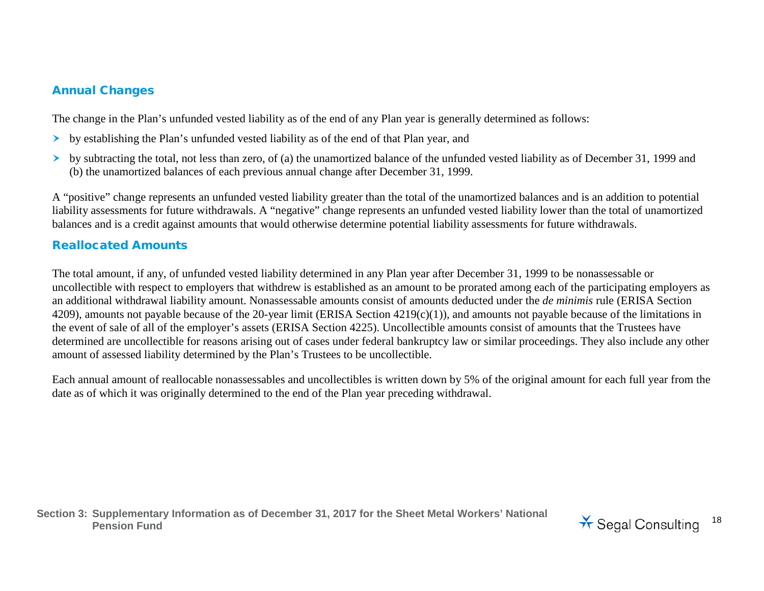## Annual Changes

The change in the Plan's unfunded vested liability as of the end of any Plan year is generally determined as follows:

- by establishing the Plan's unfunded vested liability as of the end of that Plan year, and
- by subtracting the total, not less than zero, of (a) the unamortized balance of the unfunded vested liability as of December 31, 1999 and (b) the unamortized balances of each previous annual change after December 31, 1999.

A "positive" change represents an unfunded vested liability greater than the total of the unamortized balances and is an addition to potential liability assessments for future withdrawals. A "negative" change represents an unfunded vested liability lower than the total of unamortized balances and is a credit against amounts that would otherwise determine potential liability assessments for future withdrawals.

## Reallocated Amounts

The total amount, if any, of unfunded vested liability determined in any Plan year after December 31, 1999 to be nonassessable or uncollectible with respect to employers that withdrew is established as an amount to be prorated among each of the participating employers as an additional withdrawal liability amount. Nonassessable amounts consist of amounts deducted under the *de minimis* rule (ERISA Section 4209), amounts not payable because of the 20-year limit (ERISA Section 4219(c)(1)), and amounts not payable because of the limitations in the event of sale of all of the employer's assets (ERISA Section 4225). Uncollectible amounts consist of amounts that the Trustees have determined are uncollectible for reasons arising out of cases under federal bankruptcy law or similar proceedings. They also include any other amount of assessed liability determined by the Plan's Trustees to be uncollectible.

Each annual amount of reallocable nonassessables and uncollectibles is written down by 5% of the original amount for each full year from the date as of which it was originally determined to the end of the Plan year preceding withdrawal.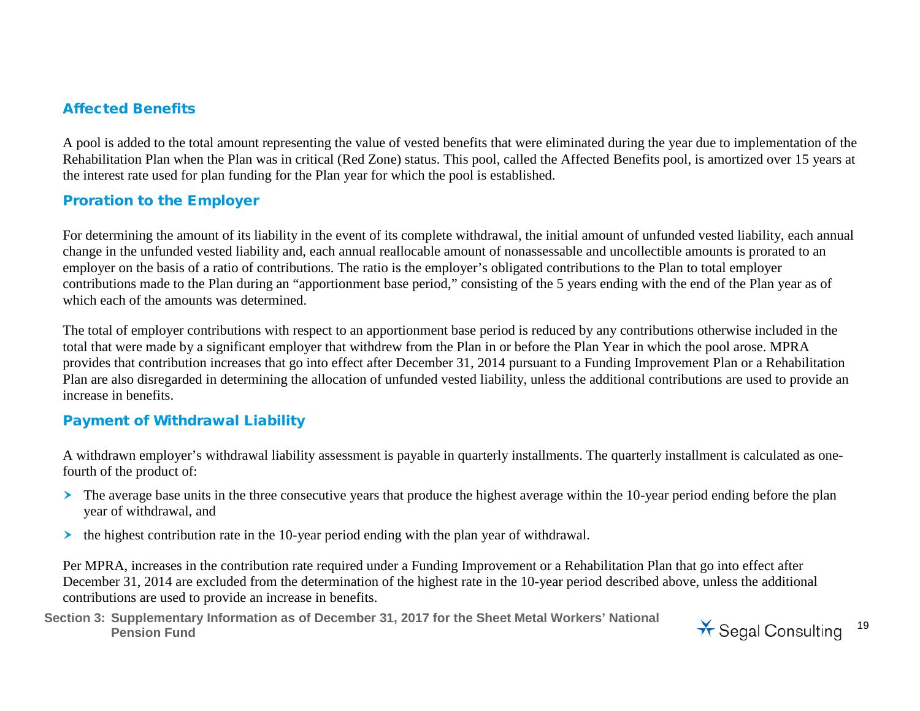## Affected Benefits

A pool is added to the total amount representing the value of vested benefits that were eliminated during the year due to implementation of the Rehabilitation Plan when the Plan was in critical (Red Zone) status. This pool, called the Affected Benefits pool, is amortized over 15 years at the interest rate used for plan funding for the Plan year for which the pool is established.

## Proration to the Employer

For determining the amount of its liability in the event of its complete withdrawal, the initial amount of unfunded vested liability, each annual change in the unfunded vested liability and, each annual reallocable amount of nonassessable and uncollectible amounts is prorated to an employer on the basis of a ratio of contributions. The ratio is the employer's obligated contributions to the Plan to total employer contributions made to the Plan during an "apportionment base period," consisting of the 5 years ending with the end of the Plan year as of which each of the amounts was determined.

The total of employer contributions with respect to an apportionment base period is reduced by any contributions otherwise included in the total that were made by a significant employer that withdrew from the Plan in or before the Plan Year in which the pool arose. MPRA provides that contribution increases that go into effect after December 31, 2014 pursuant to a Funding Improvement Plan or a Rehabilitation Plan are also disregarded in determining the allocation of unfunded vested liability, unless the additional contributions are used to provide an increase in benefits.

## Payment of Withdrawal Liability

A withdrawn employer's withdrawal liability assessment is payable in quarterly installments. The quarterly installment is calculated as one-fourth of the product of:

- The average base units in the three consecutive years that produce the highest average within the 10-year period ending before the plan year of withdrawal, and
- the highest contribution rate in the 10-year period ending with the plan year of withdrawal.

Per MPRA, increases in the contribution rate required under a Funding Improvement or a Rehabilitation Plan that go into effect after December 31, 2014 are excluded from the determination of the highest rate in the 10-year period described above, unless the additional contributions are used to provide an increase in benefits.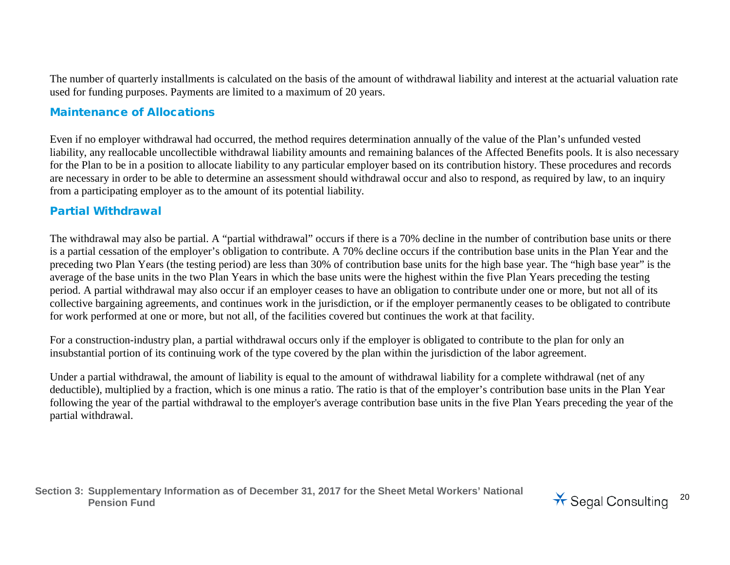The number of quarterly installments is calculated on the basis of the amount of withdrawal liability and interest at the actuarial valuation rate used for funding purposes. Payments are limited to a maximum of 20 years.

## Maintenance of Allocations

Even if no employer withdrawal had occurred, the method requires determination annually of the value of the Plan's unfunded vested liability, any reallocable uncollectible withdrawal liability amounts and remaining balances of the Affected Benefits pools. It is also necessary for the Plan to be in a position to allocate liability to any particular employer based on its contribution history. These procedures and records are necessary in order to be able to determine an assessment should withdrawal occur and also to respond, as required by law, to an inquiry from a participating employer as to the amount of its potential liability.

## Partial Withdrawal

The withdrawal may also be partial. A "partial withdrawal" occurs if there is a 70% decline in the number of contribution base units or there is a partial cessation of the employer's obligation to contribute. A 70% decline occurs if the contribution base units in the Plan Year and the preceding two Plan Years (the testing period) are less than 30% of contribution base units for the high base year. The "high base year" is the average of the base units in the two Plan Years in which the base units were the highest within the five Plan Years preceding the testing period. A partial withdrawal may also occur if an employer ceases to have an obligation to contribute under one or more, but not all of its collective bargaining agreements, and continues work in the jurisdiction, or if the employer permanently ceases to be obligated to contribute for work performed at one or more, but not all, of the facilities covered but continues the work at that facility.

For a construction-industry plan, a partial withdrawal occurs only if the employer is obligated to contribute to the plan for only an insubstantial portion of its continuing work of the type covered by the plan within the jurisdiction of the labor agreement.

Under a partial withdrawal, the amount of liability is equal to the amount of withdrawal liability for a complete withdrawal (net of any deductible), multiplied by a fraction, which is one minus a ratio. The ratio is that of the employer's contribution base units in the Plan Year following the year of the partial withdrawal to the employer's average contribution base units in the five Plan Years preceding the year of the partial withdrawal.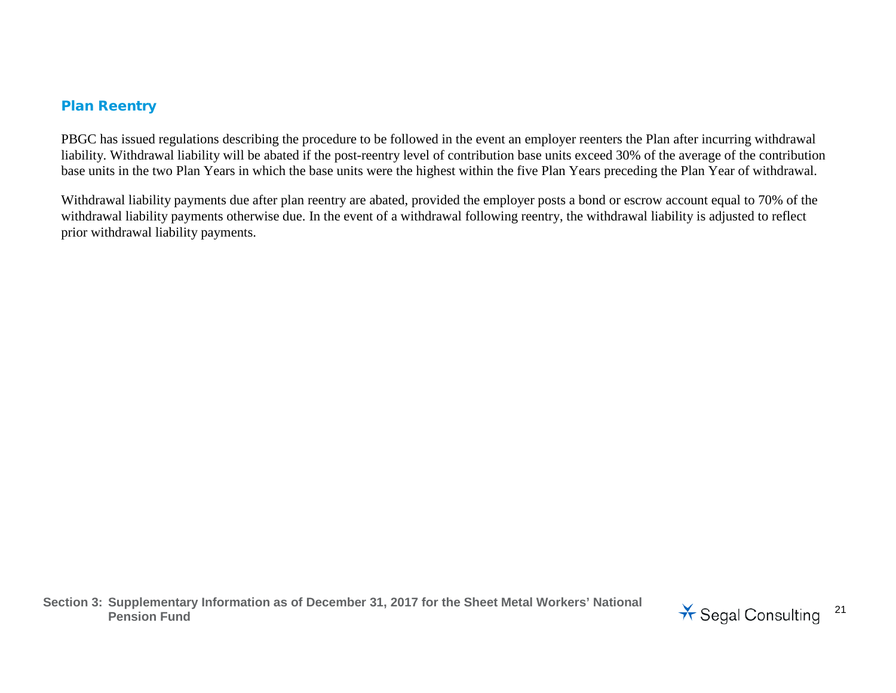### Plan Reentry

PBGC has issued regulations describing the procedure to be followed in the event an employer reenters the Plan after incurring withdrawal liability. Withdrawal liability will be abated if the post-reentry level of contribution base units exceed 30% of the average of the contribution base units in the two Plan Years in which the base units were the highest within the five Plan Years preceding the Plan Year of withdrawal.

Withdrawal liability payments due after plan reentry are abated, provided the employer posts a bond or escrow account equal to 70% of the withdrawal liability payments otherwise due. In the event of a withdrawal following reentry, the withdrawal liability is adjusted to reflect prior withdrawal liability payments.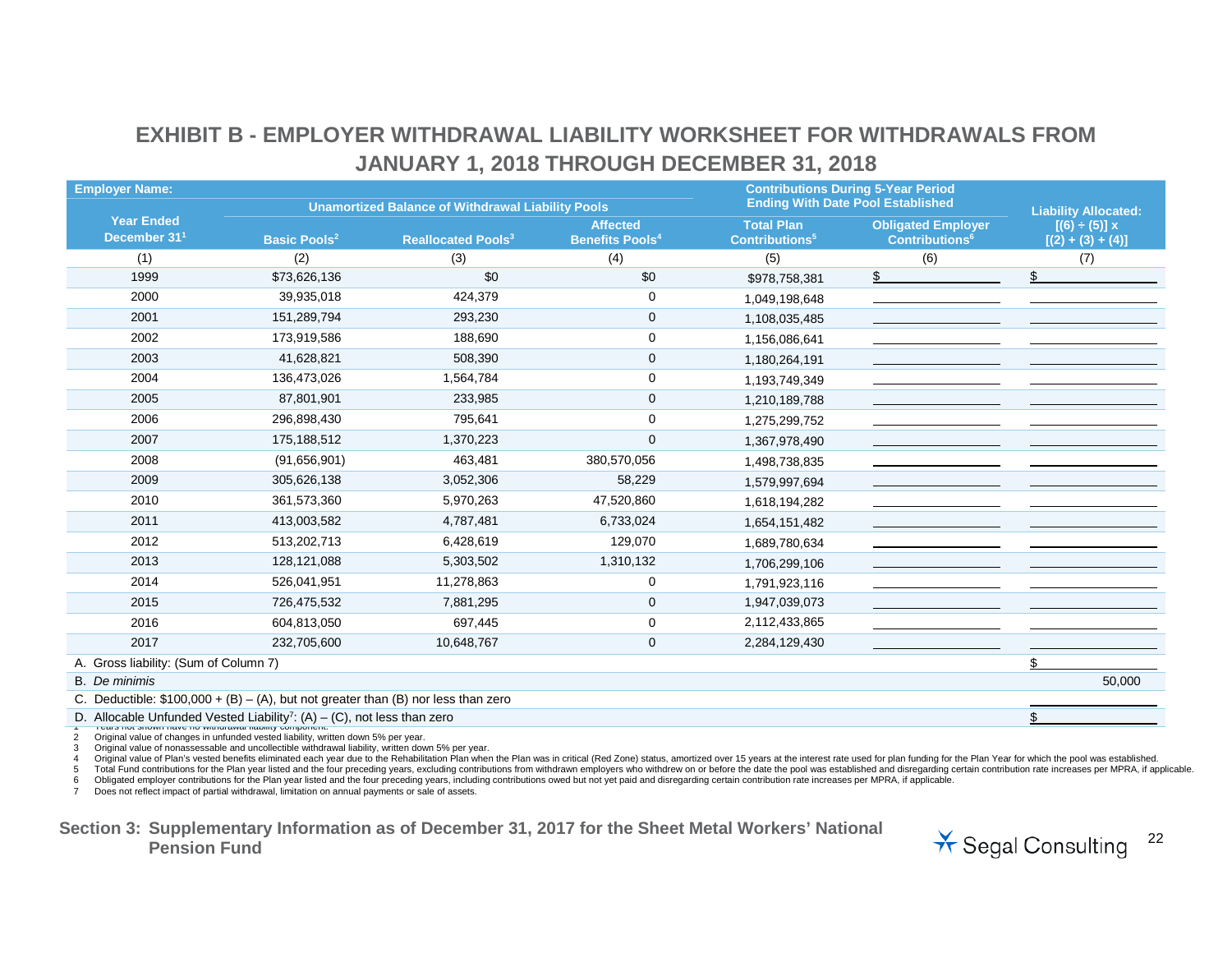# EXHIBIT B - EMPLOYER WITHDRAWAL LIABILITY WORKSHEET FOR WITHDRAWALS FROM JANUARY 1, 2018 THROUGH DECEMBER 31, 2018

| Employer Name: | | | | Contributions During 5-Year Period Ending With Date Pool Established | | |
|---|---|---|---|---|---|---|
| | Unamortized Balance of Withdrawal Liability Pools | | | | | |
| Year Ended December 31[1] | Basic Pools[2] | Reallocated Pools[3] | Affected Benefits Pools[4] | Total Plan Contributions[5] | Obligated Employer Contributions[6] | Liability Allocated: [(6) ÷ (5)] x [(2) + (3) + (4)] |
| (1) | (2) | (3) | (4) | (5) | (6) | (7) |
| 1999 | $73,626,136 | $0 | $0 | $978,758,381 | $ | $ |
| 2000 | 39,935,018 | 424,379 | 0 | 1,049,198,648 | | |
| 2001 | 151,289,794 | 293,230 | 0 | 1,108,035,485 | | |
| 2002 | 173,919,586 | 188,690 | 0 | 1,156,086,641 | | |
| 2003 | 41,628,821 | 508,390 | 0 | 1,180,264,191 | | |
| 2004 | 136,473,026 | 1,564,784 | 0 | 1,193,749,349 | | |
| 2005 | 87,801,901 | 233,985 | 0 | 1,210,189,788 | | |
| 2006 | 296,898,430 | 795,641 | 0 | 1,275,299,752 | | |
| 2007 | 175,188,512 | 1,370,223 | 0 | 1,367,978,490 | | |
| 2008 | (91,656,901) | 463,481 | 380,570,056 | 1,498,738,835 | | |
| 2009 | 305,626,138 | 3,052,306 | 58,229 | 1,579,997,694 | | |
| 2010 | 361,573,360 | 5,970,263 | 47,520,860 | 1,618,194,282 | | |
| 2011 | 413,003,582 | 4,787,481 | 6,733,024 | 1,654,151,482 | | |
| 2012 | 513,202,713 | 6,428,619 | 129,070 | 1,689,780,634 | | |
| 2013 | 128,121,088 | 5,303,502 | 1,310,132 | 1,706,299,106 | | |
| 2014 | 526,041,951 | 11,278,863 | 0 | 1,791,923,116 | | |
| 2015 | 726,475,532 | 7,881,295 | 0 | 1,947,039,073 | | |
| 2016 | 604,813,050 | 697,445 | 0 | 2,112,433,865 | | |
| 2017 | 232,705,600 | 10,648,767 | 0 | 2,284,129,430 | | |
| A. Gross liability: (Sum of Column 7) | | | | | | $ |
| B. *De minimis* | | | | | | 50,000 |
| C. Deductible: $100,000 + (B) – (A), but not greater than (B) nor less than zero | | | | | | |
| D. Allocable Unfunded Vested Liability[7]: (A) – (C), not less than zero | | | | | | $ |

1 Years not shown have no withdrawal liability component.
2 Original value of changes in unfunded vested liability, written down 5% per year.
3 Original value of nonassessable and uncollectible withdrawal liability, written down 5% per year.
4 Original value of Plan's vested benefits eliminated each year due to the Rehabilitation Plan when the Plan was in critical (Red Zone) status, amortized over 15 years at the interest rate used for plan funding for the Plan Year for which the pool was established.
5 Total Fund contributions for the Plan year listed and the four preceding years, excluding contributions from withdrawn employers who withdrew on or before the date the pool was established and disregarding certain contribution rate increases per MPRA, if applicable.
6 Obligated employer contributions for the Plan year listed and the four preceding years, including contributions owed but not yet paid and disregarding certain contribution rate increases per MPRA, if applicable.
7 Does not reflect impact of partial withdrawal, limitation on annual payments or sale of assets.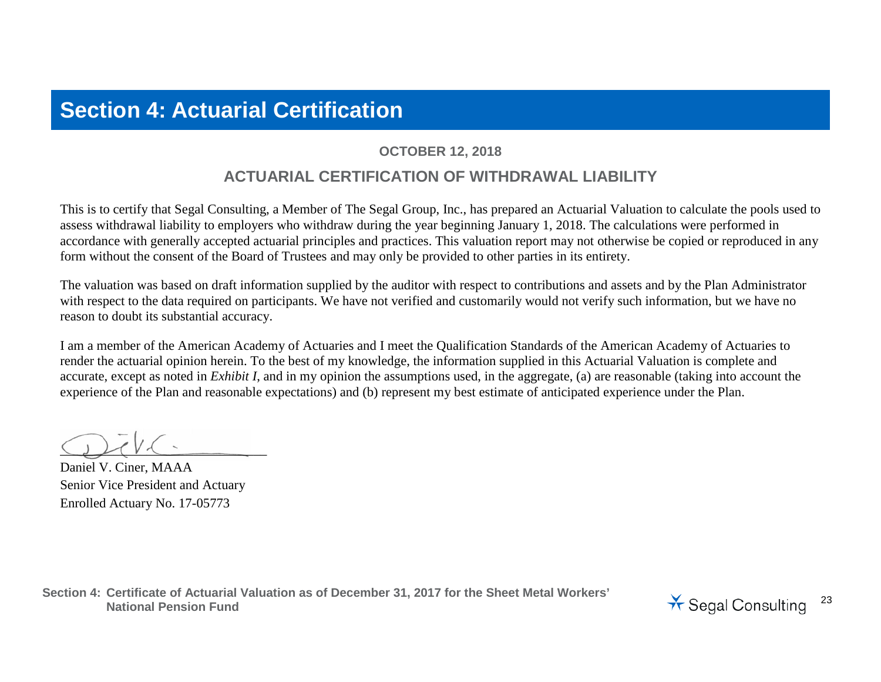# Section 4: Actuarial Certification

**OCTOBER 12, 2018**

## ACTUARIAL CERTIFICATION OF WITHDRAWAL LIABILITY

This is to certify that Segal Consulting, a Member of The Segal Group, Inc., has prepared an Actuarial Valuation to calculate the pools used to assess withdrawal liability to employers who withdraw during the year beginning January 1, 2018. The calculations were performed in accordance with generally accepted actuarial principles and practices. This valuation report may not otherwise be copied or reproduced in any form without the consent of the Board of Trustees and may only be provided to other parties in its entirety.

The valuation was based on draft information supplied by the auditor with respect to contributions and assets and by the Plan Administrator with respect to the data required on participants. We have not verified and customarily would not verify such information, but we have no reason to doubt its substantial accuracy.

I am a member of the American Academy of Actuaries and I meet the Qualification Standards of the American Academy of Actuaries to render the actuarial opinion herein. To the best of my knowledge, the information supplied in this Actuarial Valuation is complete and accurate, except as noted in *Exhibit I*, and in my opinion the assumptions used, in the aggregate, (a) are reasonable (taking into account the experience of the Plan and reasonable expectations) and (b) represent my best estimate of anticipated experience under the Plan.

Daniel V. Ciner, MAAA
Senior Vice President and Actuary
Enrolled Actuary No. 17-05773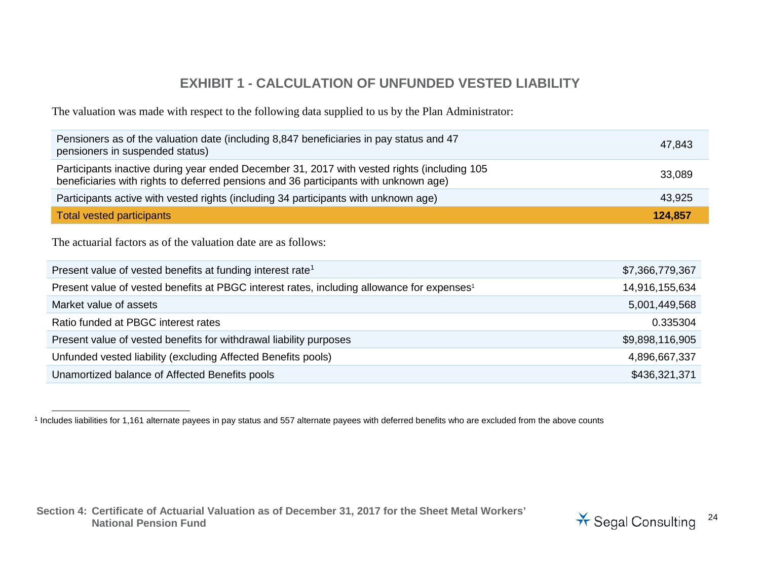# EXHIBIT 1 - CALCULATION OF UNFUNDED VESTED LIABILITY

The valuation was made with respect to the following data supplied to us by the Plan Administrator:

| | |
|---|---|
| Pensioners as of the valuation date (including 8,847 beneficiaries in pay status and 47 pensioners in suspended status) | 47,843 |
| Participants inactive during year ended December 31, 2017 with vested rights (including 105 beneficiaries with rights to deferred pensions and 36 participants with unknown age) | 33,089 |
| Participants active with vested rights (including 34 participants with unknown age) | 43,925 |
| Total vested participants | **124,857** |

The actuarial factors as of the valuation date are as follows:

| | |
|---|---|
| Present value of vested benefits at funding interest rate[1] | $7,366,779,367 |
| Present value of vested benefits at PBGC interest rates, including allowance for expenses[1] | 14,916,155,634 |
| Market value of assets | 5,001,449,568 |
| Ratio funded at PBGC interest rates | 0.335304 |
| Present value of vested benefits for withdrawal liability purposes | $9,898,116,905 |
| Unfunded vested liability (excluding Affected Benefits pools) | 4,896,667,337 |
| Unamortized balance of Affected Benefits pools | $436,321,371 |

[1] Includes liabilities for 1,161 alternate payees in pay status and 557 alternate payees with deferred benefits who are excluded from the above counts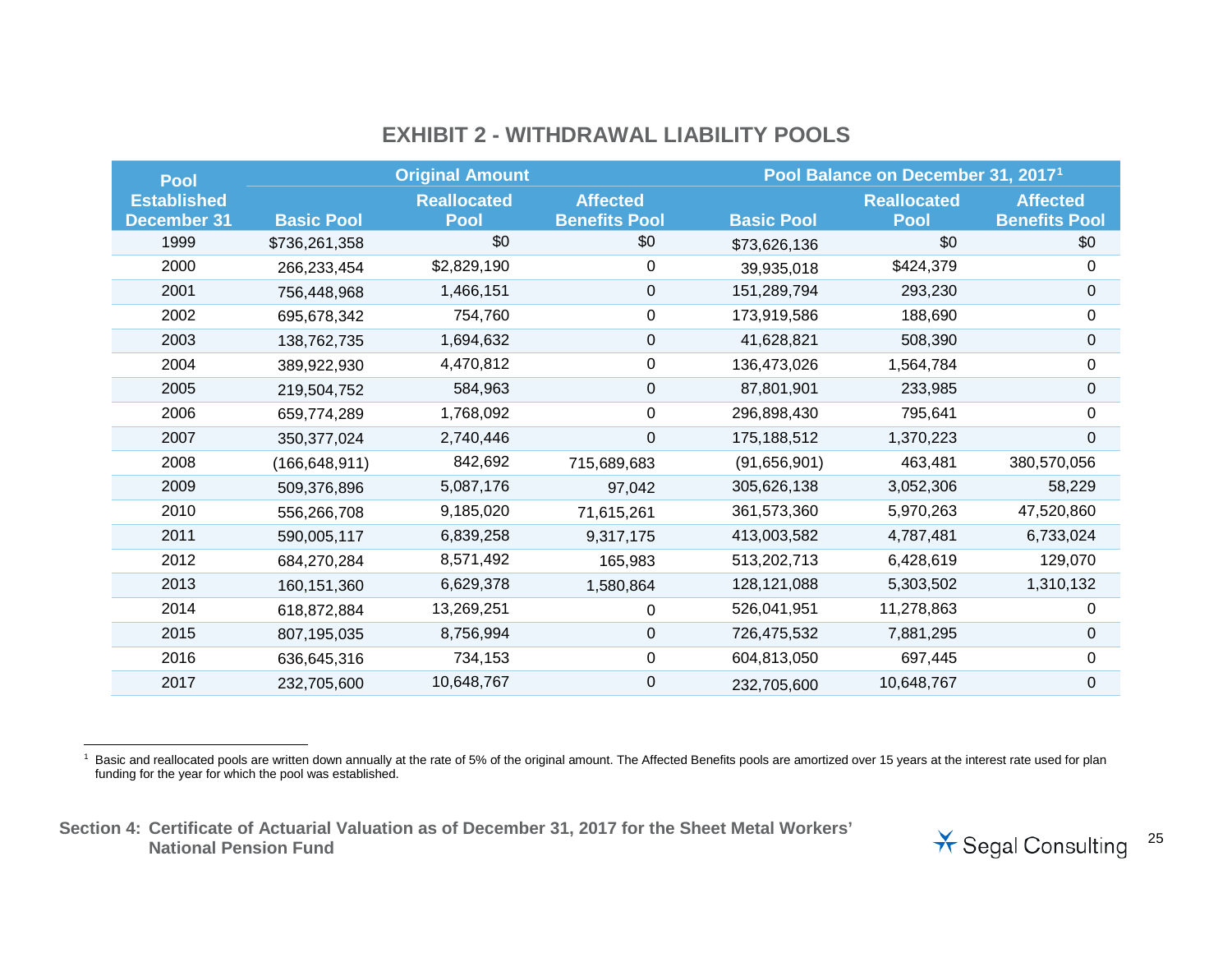# EXHIBIT 2 - WITHDRAWAL LIABILITY POOLS

| Pool Established December 31 | Original Amount | | | Pool Balance on December 31, 2017[1] | | |
|---|---|---|---|---|---|---|
| | Basic Pool | Reallocated Pool | Affected Benefits Pool | Basic Pool | Reallocated Pool | Affected Benefits Pool |
| 1999 | $736,261,358 | $0 | $0 | $73,626,136 | $0 | $0 |
| 2000 | 266,233,454 | $2,829,190 | 0 | 39,935,018 | $424,379 | 0 |
| 2001 | 756,448,968 | 1,466,151 | 0 | 151,289,794 | 293,230 | 0 |
| 2002 | 695,678,342 | 754,760 | 0 | 173,919,586 | 188,690 | 0 |
| 2003 | 138,762,735 | 1,694,632 | 0 | 41,628,821 | 508,390 | 0 |
| 2004 | 389,922,930 | 4,470,812 | 0 | 136,473,026 | 1,564,784 | 0 |
| 2005 | 219,504,752 | 584,963 | 0 | 87,801,901 | 233,985 | 0 |
| 2006 | 659,774,289 | 1,768,092 | 0 | 296,898,430 | 795,641 | 0 |
| 2007 | 350,377,024 | 2,740,446 | 0 | 175,188,512 | 1,370,223 | 0 |
| 2008 | (166,648,911) | 842,692 | 715,689,683 | (91,656,901) | 463,481 | 380,570,056 |
| 2009 | 509,376,896 | 5,087,176 | 97,042 | 305,626,138 | 3,052,306 | 58,229 |
| 2010 | 556,266,708 | 9,185,020 | 71,615,261 | 361,573,360 | 5,970,263 | 47,520,860 |
| 2011 | 590,005,117 | 6,839,258 | 9,317,175 | 413,003,582 | 4,787,481 | 6,733,024 |
| 2012 | 684,270,284 | 8,571,492 | 165,983 | 513,202,713 | 6,428,619 | 129,070 |
| 2013 | 160,151,360 | 6,629,378 | 1,580,864 | 128,121,088 | 5,303,502 | 1,310,132 |
| 2014 | 618,872,884 | 13,269,251 | 0 | 526,041,951 | 11,278,863 | 0 |
| 2015 | 807,195,035 | 8,756,994 | 0 | 726,475,532 | 7,881,295 | 0 |
| 2016 | 636,645,316 | 734,153 | 0 | 604,813,050 | 697,445 | 0 |
| 2017 | 232,705,600 | 10,648,767 | 0 | 232,705,600 | 10,648,767 | 0 |

[1] Basic and reallocated pools are written down annually at the rate of 5% of the original amount. The Affected Benefits pools are amortized over 15 years at the interest rate used for plan funding for the year for which the pool was established.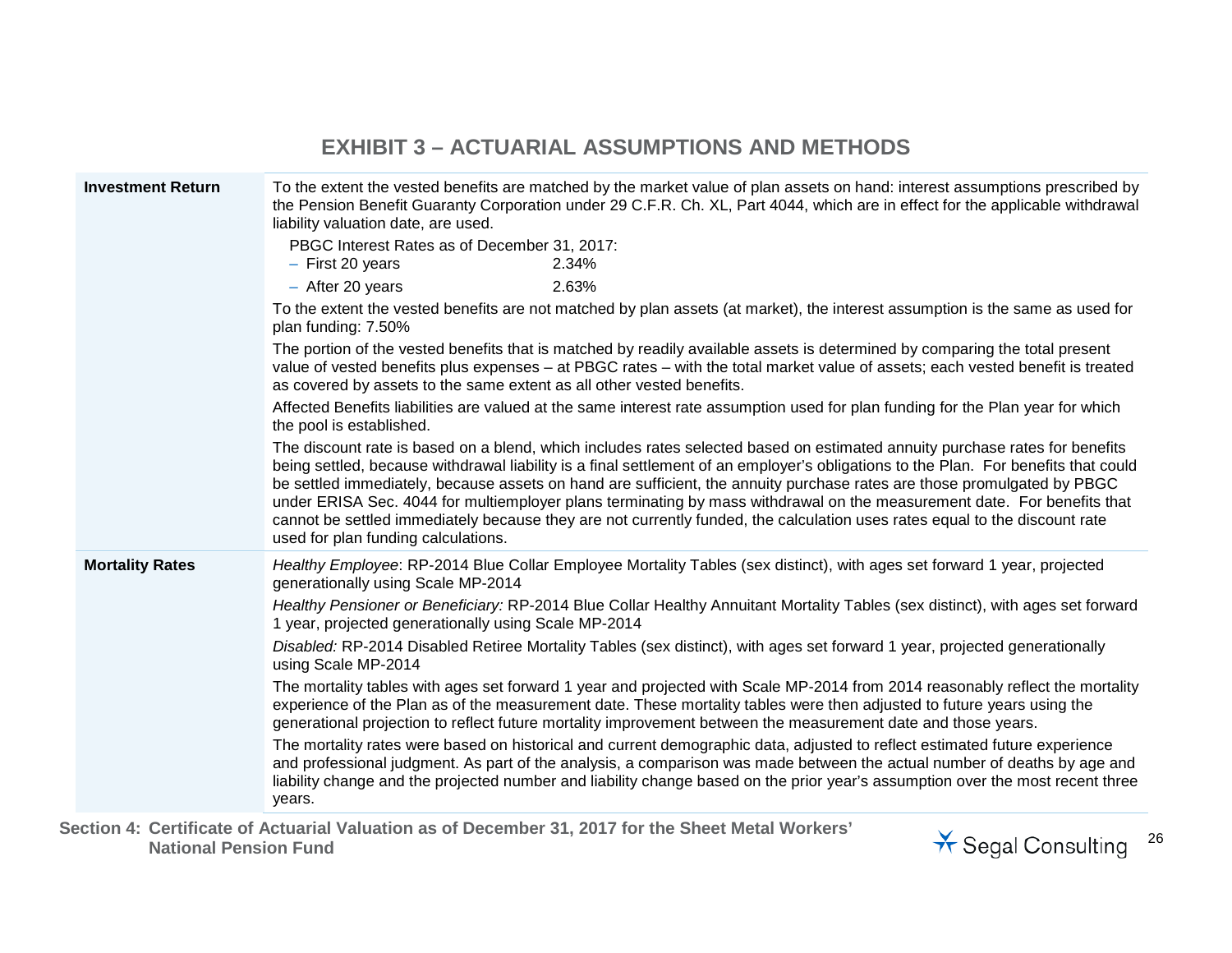# EXHIBIT 3 – ACTUARIAL ASSUMPTIONS AND METHODS

**Investment Return**

To the extent the vested benefits are matched by the market value of plan assets on hand: interest assumptions prescribed by the Pension Benefit Guaranty Corporation under 29 C.F.R. Ch. XL, Part 4044, which are in effect for the applicable withdrawal liability valuation date, are used.

PBGC Interest Rates as of December 31, 2017:

- First 20 years — 2.34%
- After 20 years — 2.63%

To the extent the vested benefits are not matched by plan assets (at market), the interest assumption is the same as used for plan funding: 7.50%

The portion of the vested benefits that is matched by readily available assets is determined by comparing the total present value of vested benefits plus expenses – at PBGC rates – with the total market value of assets; each vested benefit is treated as covered by assets to the same extent as all other vested benefits.

Affected Benefits liabilities are valued at the same interest rate assumption used for plan funding for the Plan year for which the pool is established.

The discount rate is based on a blend, which includes rates selected based on estimated annuity purchase rates for benefits being settled, because withdrawal liability is a final settlement of an employer's obligations to the Plan. For benefits that could be settled immediately, because assets on hand are sufficient, the annuity purchase rates are those promulgated by PBGC under ERISA Sec. 4044 for multiemployer plans terminating by mass withdrawal on the measurement date. For benefits that cannot be settled immediately because they are not currently funded, the calculation uses rates equal to the discount rate used for plan funding calculations.

**Mortality Rates**

*Healthy Employee*: RP-2014 Blue Collar Employee Mortality Tables (sex distinct), with ages set forward 1 year, projected generationally using Scale MP-2014

*Healthy Pensioner or Beneficiary:* RP-2014 Blue Collar Healthy Annuitant Mortality Tables (sex distinct), with ages set forward 1 year, projected generationally using Scale MP-2014

*Disabled:* RP-2014 Disabled Retiree Mortality Tables (sex distinct), with ages set forward 1 year, projected generationally using Scale MP-2014

The mortality tables with ages set forward 1 year and projected with Scale MP-2014 from 2014 reasonably reflect the mortality experience of the Plan as of the measurement date. These mortality tables were then adjusted to future years using the generational projection to reflect future mortality improvement between the measurement date and those years.

The mortality rates were based on historical and current demographic data, adjusted to reflect estimated future experience and professional judgment. As part of the analysis, a comparison was made between the actual number of deaths by age and liability change and the projected number and liability change based on the prior year's assumption over the most recent three years.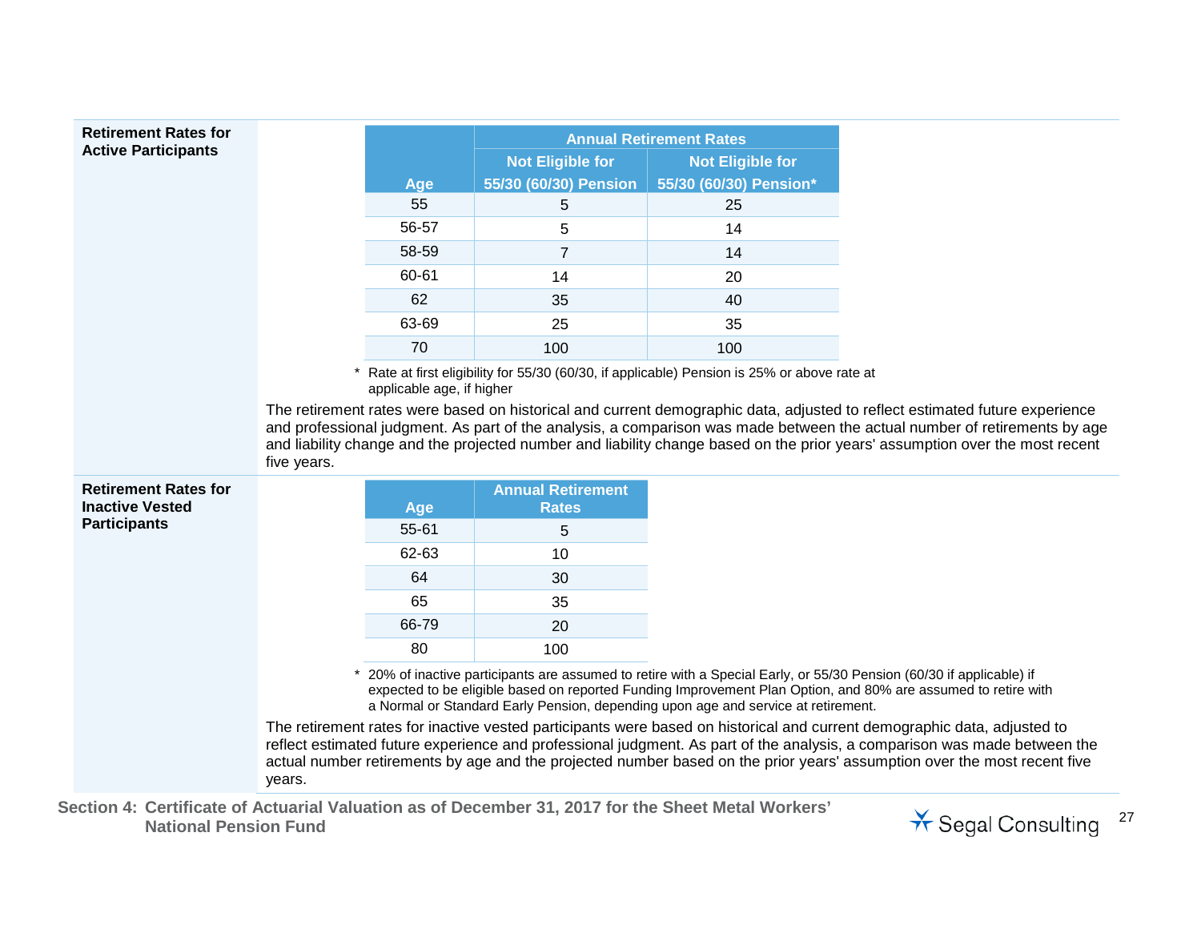**Retirement Rates for Active Participants**

| Age | Annual Retirement Rates | |
|---|---|---|
| | Not Eligible for 55/30 (60/30) Pension | Not Eligible for 55/30 (60/30) Pension* |
| 55 | 5 | 25 |
| 56-57 | 5 | 14 |
| 58-59 | 7 | 14 |
| 60-61 | 14 | 20 |
| 62 | 35 | 40 |
| 63-69 | 25 | 35 |
| 70 | 100 | 100 |

\* Rate at first eligibility for 55/30 (60/30, if applicable) Pension is 25% or above rate at applicable age, if higher

The retirement rates were based on historical and current demographic data, adjusted to reflect estimated future experience and professional judgment. As part of the analysis, a comparison was made between the actual number of retirements by age and liability change and the projected number and liability change based on the prior years' assumption over the most recent five years.

**Retirement Rates for Inactive Vested Participants**

| Age | Annual Retirement Rates |
|---|---|
| 55-61 | 5 |
| 62-63 | 10 |
| 64 | 30 |
| 65 | 35 |
| 66-79 | 20 |
| 80 | 100 |

\* 20% of inactive participants are assumed to retire with a Special Early, or 55/30 Pension (60/30 if applicable) if expected to be eligible based on reported Funding Improvement Plan Option, and 80% are assumed to retire with a Normal or Standard Early Pension, depending upon age and service at retirement.

The retirement rates for inactive vested participants were based on historical and current demographic data, adjusted to reflect estimated future experience and professional judgment. As part of the analysis, a comparison was made between the actual number retirements by age and the projected number based on the prior years' assumption over the most recent five years.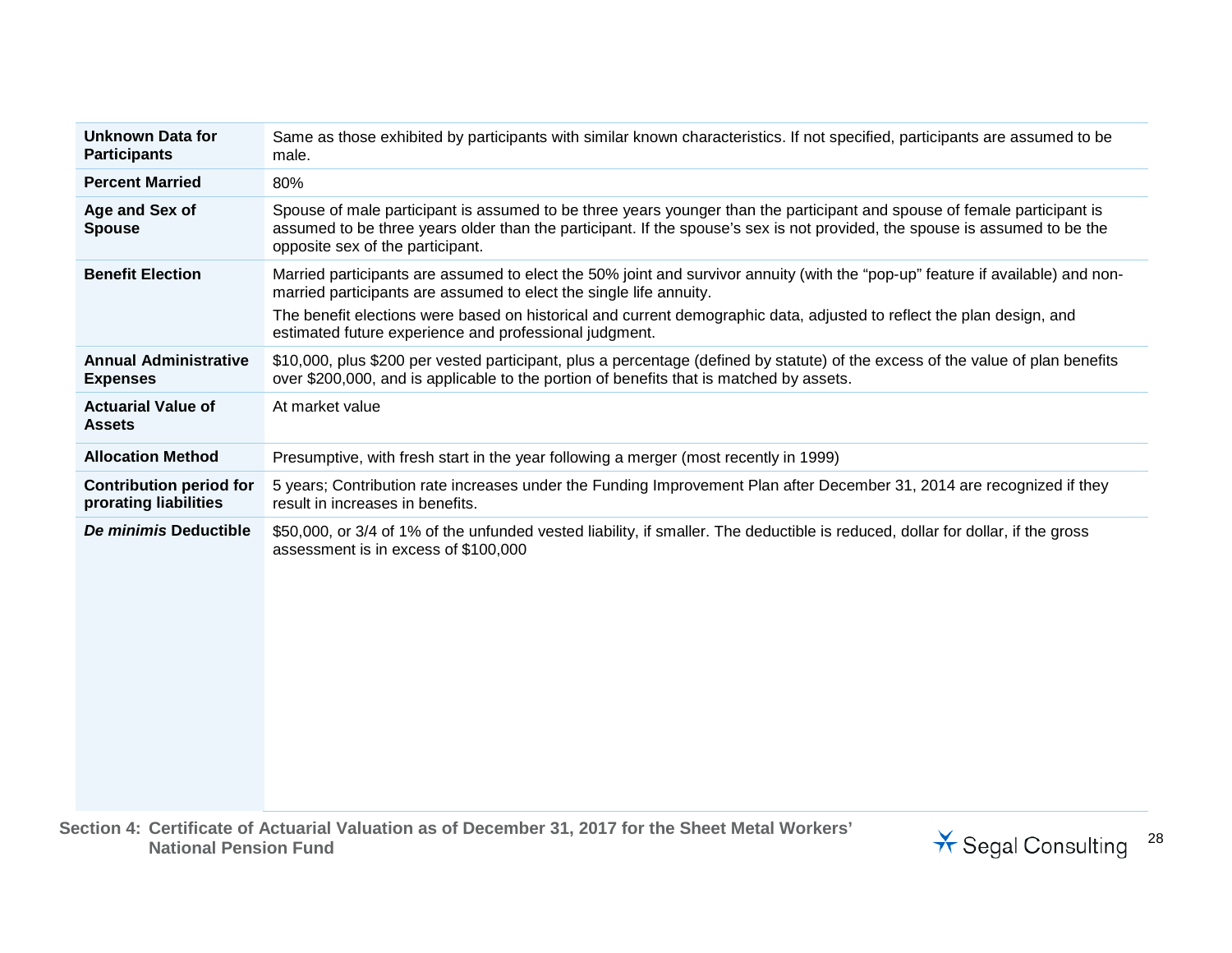| | |
|---|---|
| **Unknown Data for Participants** | Same as those exhibited by participants with similar known characteristics. If not specified, participants are assumed to be male. |
| **Percent Married** | 80% |
| **Age and Sex of Spouse** | Spouse of male participant is assumed to be three years younger than the participant and spouse of female participant is assumed to be three years older than the participant. If the spouse's sex is not provided, the spouse is assumed to be the opposite sex of the participant. |
| **Benefit Election** | Married participants are assumed to elect the 50% joint and survivor annuity (with the "pop-up" feature if available) and non-married participants are assumed to elect the single life annuity.<br>The benefit elections were based on historical and current demographic data, adjusted to reflect the plan design, and estimated future experience and professional judgment. |
| **Annual Administrative Expenses** | $10,000, plus $200 per vested participant, plus a percentage (defined by statute) of the excess of the value of plan benefits over $200,000, and is applicable to the portion of benefits that is matched by assets. |
| **Actuarial Value of Assets** | At market value |
| **Allocation Method** | Presumptive, with fresh start in the year following a merger (most recently in 1999) |
| **Contribution period for prorating liabilities** | 5 years; Contribution rate increases under the Funding Improvement Plan after December 31, 2014 are recognized if they result in increases in benefits. |
| ***De minimis* Deductible** | $50,000, or 3/4 of 1% of the unfunded vested liability, if smaller. The deductible is reduced, dollar for dollar, if the gross assessment is in excess of $100,000 |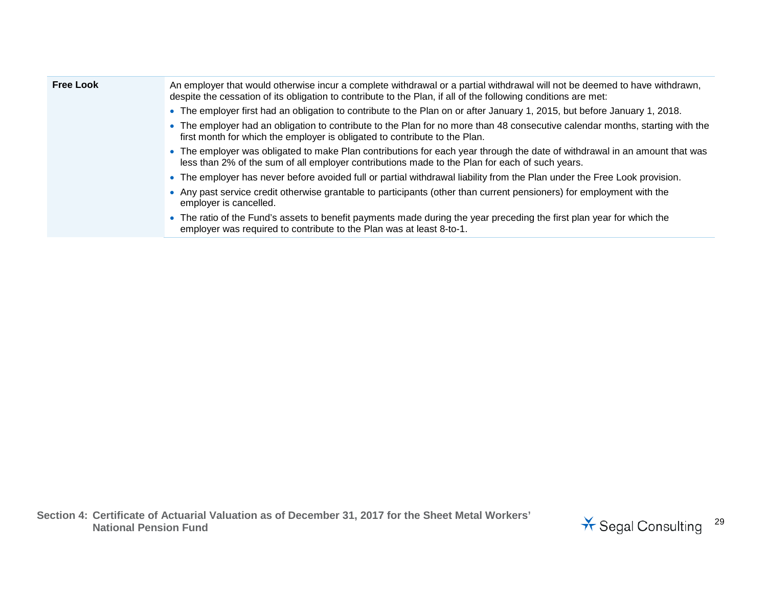| | |
|---|---|
| **Free Look** | An employer that would otherwise incur a complete withdrawal or a partial withdrawal will not be deemed to have withdrawn, despite the cessation of its obligation to contribute to the Plan, if all of the following conditions are met:<br>• The employer first had an obligation to contribute to the Plan on or after January 1, 2015, but before January 1, 2018.<br>• The employer had an obligation to contribute to the Plan for no more than 48 consecutive calendar months, starting with the first month for which the employer is obligated to contribute to the Plan.<br>• The employer was obligated to make Plan contributions for each year through the date of withdrawal in an amount that was less than 2% of the sum of all employer contributions made to the Plan for each of such years.<br>• The employer has never before avoided full or partial withdrawal liability from the Plan under the Free Look provision.<br>• Any past service credit otherwise grantable to participants (other than current pensioners) for employment with the employer is cancelled.<br>• The ratio of the Fund's assets to benefit payments made during the year preceding the first plan year for which the employer was required to contribute to the Plan was at least 8-to-1. |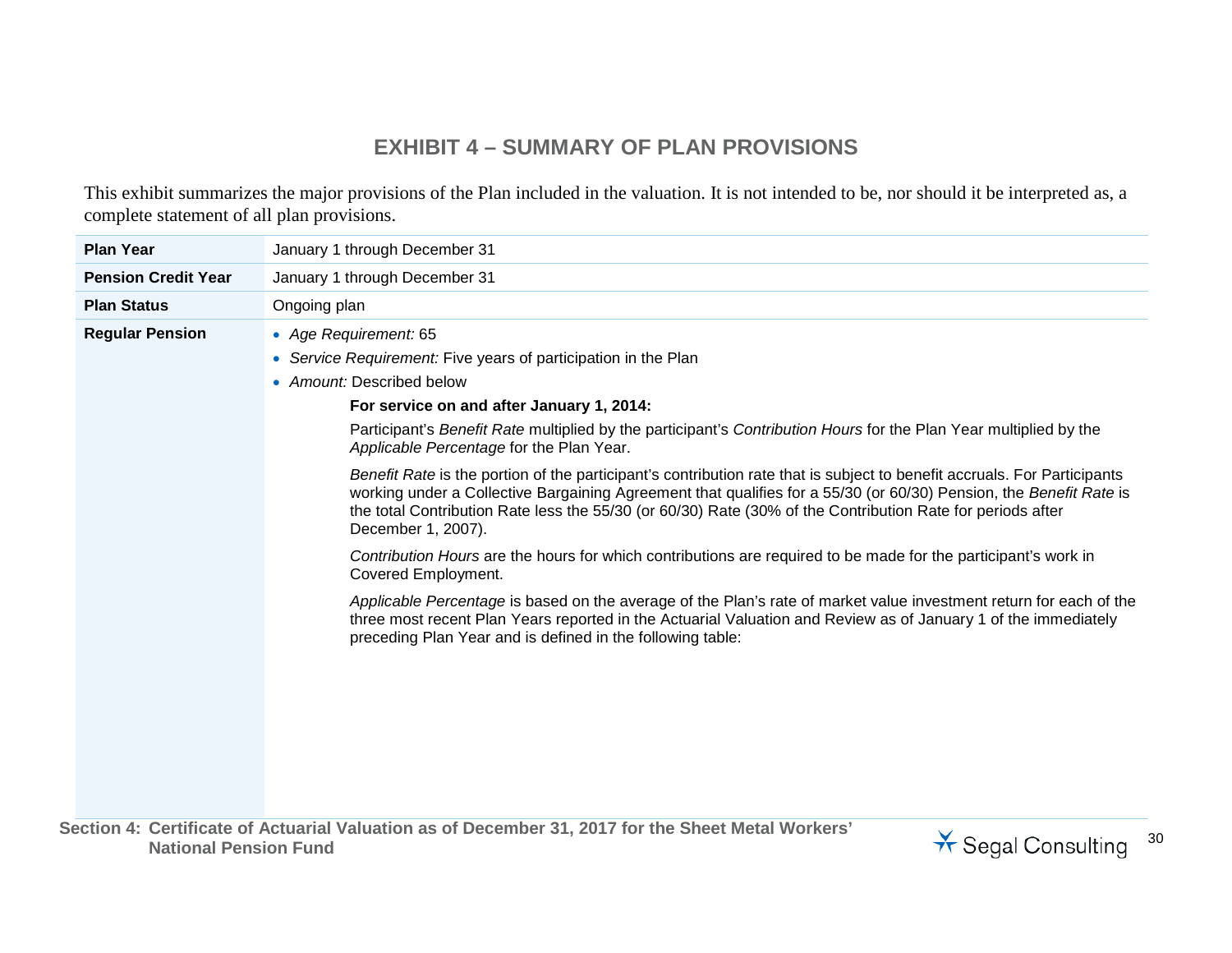# EXHIBIT 4 – SUMMARY OF PLAN PROVISIONS

This exhibit summarizes the major provisions of the Plan included in the valuation. It is not intended to be, nor should it be interpreted as, a complete statement of all plan provisions.

| | |
|---|---|
| **Plan Year** | January 1 through December 31 |
| **Pension Credit Year** | January 1 through December 31 |
| **Plan Status** | Ongoing plan |
| **Regular Pension** | • *Age Requirement:* 65<br>• *Service Requirement:* Five years of participation in the Plan<br>• *Amount:* Described below<br>**For service on and after January 1, 2014:**<br>Participant's *Benefit Rate* multiplied by the participant's *Contribution Hours* for the Plan Year multiplied by the *Applicable Percentage* for the Plan Year.<br>*Benefit Rate* is the portion of the participant's contribution rate that is subject to benefit accruals. For Participants working under a Collective Bargaining Agreement that qualifies for a 55/30 (or 60/30) Pension, the *Benefit Rate* is the total Contribution Rate less the 55/30 (or 60/30) Rate (30% of the Contribution Rate for periods after December 1, 2007).<br>*Contribution Hours* are the hours for which contributions are required to be made for the participant's work in Covered Employment.<br>*Applicable Percentage* is based on the average of the Plan's rate of market value investment return for each of the three most recent Plan Years reported in the Actuarial Valuation and Review as of January 1 of the immediately preceding Plan Year and is defined in the following table: |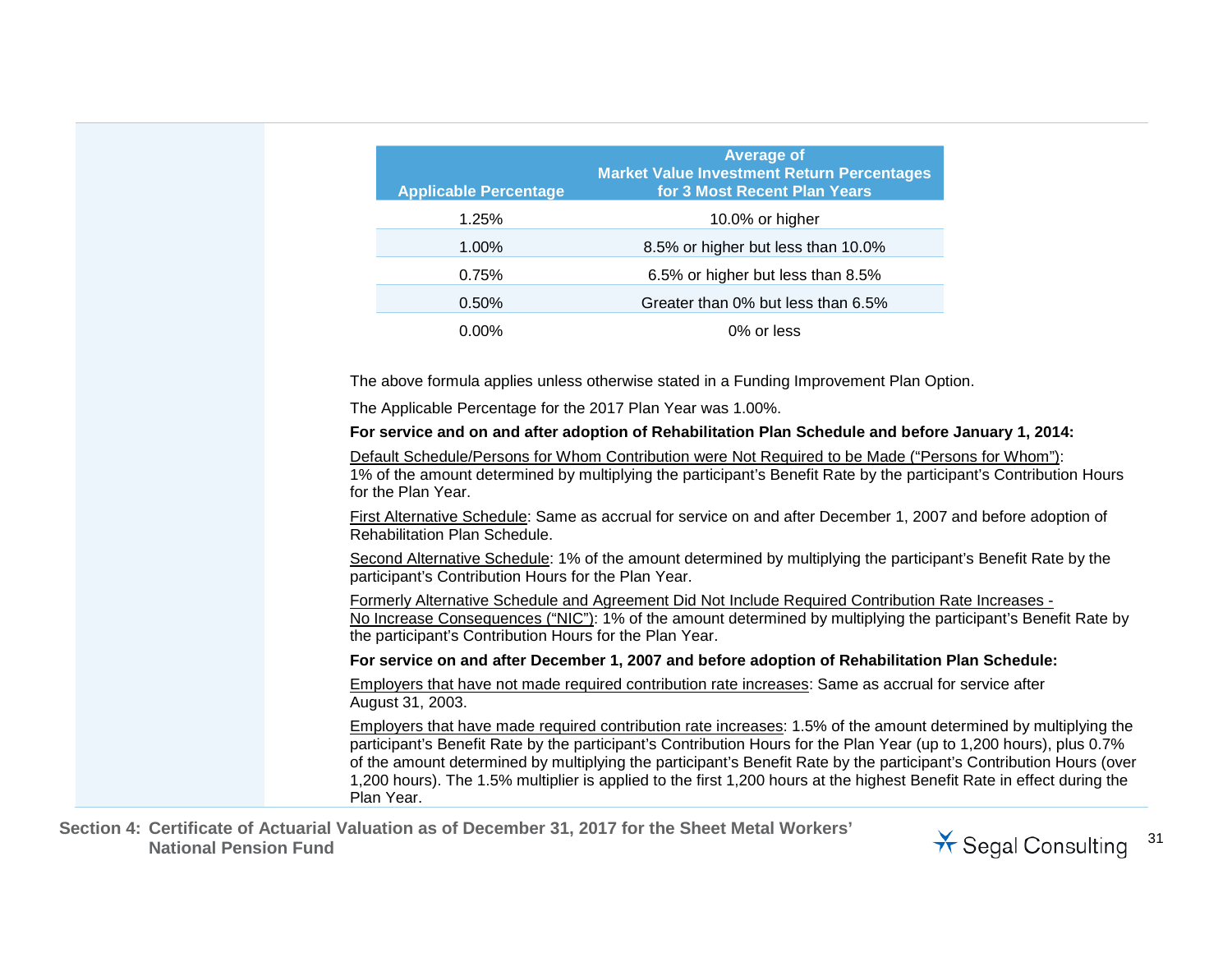| Applicable Percentage | Average of Market Value Investment Return Percentages for 3 Most Recent Plan Years |
| --- | --- |
| 1.25% | 10.0% or higher |
| 1.00% | 8.5% or higher but less than 10.0% |
| 0.75% | 6.5% or higher but less than 8.5% |
| 0.50% | Greater than 0% but less than 6.5% |
| 0.00% | 0% or less |

The above formula applies unless otherwise stated in a Funding Improvement Plan Option.

The Applicable Percentage for the 2017 Plan Year was 1.00%.

**For service and on and after adoption of Rehabilitation Plan Schedule and before January 1, 2014:**

Default Schedule/Persons for Whom Contribution were Not Required to be Made ("Persons for Whom"): 1% of the amount determined by multiplying the participant's Benefit Rate by the participant's Contribution Hours for the Plan Year.

First Alternative Schedule: Same as accrual for service on and after December 1, 2007 and before adoption of Rehabilitation Plan Schedule.

Second Alternative Schedule: 1% of the amount determined by multiplying the participant's Benefit Rate by the participant's Contribution Hours for the Plan Year.

Formerly Alternative Schedule and Agreement Did Not Include Required Contribution Rate Increases - No Increase Consequences ("NIC"): 1% of the amount determined by multiplying the participant's Benefit Rate by the participant's Contribution Hours for the Plan Year.

**For service on and after December 1, 2007 and before adoption of Rehabilitation Plan Schedule:**

Employers that have not made required contribution rate increases: Same as accrual for service after August 31, 2003.

Employers that have made required contribution rate increases: 1.5% of the amount determined by multiplying the participant's Benefit Rate by the participant's Contribution Hours for the Plan Year (up to 1,200 hours), plus 0.7% of the amount determined by multiplying the participant's Benefit Rate by the participant's Contribution Hours (over 1,200 hours). The 1.5% multiplier is applied to the first 1,200 hours at the highest Benefit Rate in effect during the Plan Year.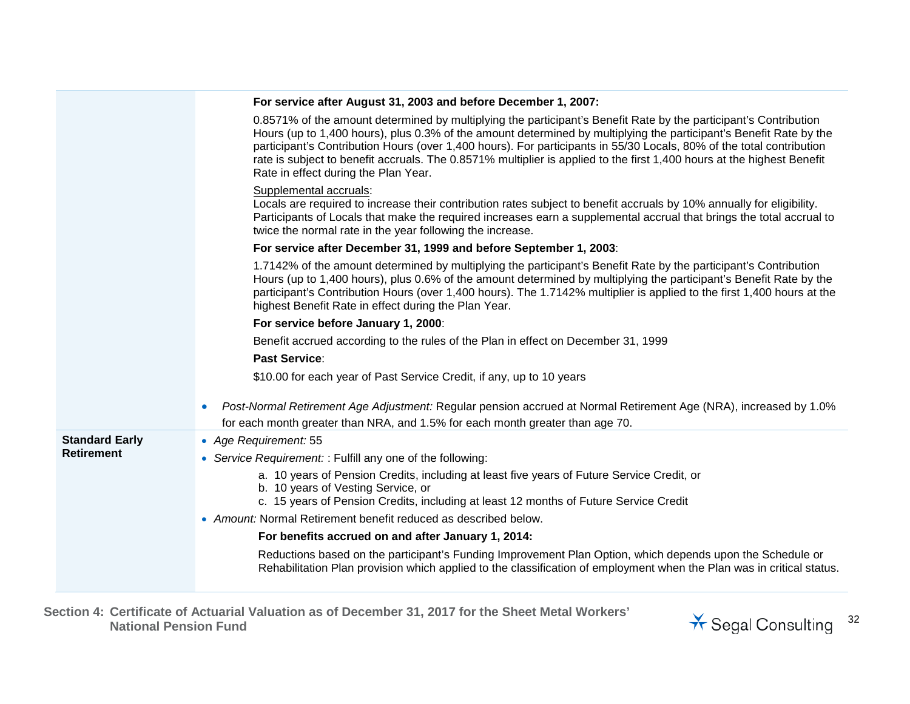| | |
|---|---|
| | **For service after August 31, 2003 and before December 1, 2007:**<br><br>0.8571% of the amount determined by multiplying the participant's Benefit Rate by the participant's Contribution Hours (up to 1,400 hours), plus 0.3% of the amount determined by multiplying the participant's Benefit Rate by the participant's Contribution Hours (over 1,400 hours). For participants in 55/30 Locals, 80% of the total contribution rate is subject to benefit accruals. The 0.8571% multiplier is applied to the first 1,400 hours at the highest Benefit Rate in effect during the Plan Year.<br><br>Supplemental accruals:<br>Locals are required to increase their contribution rates subject to benefit accruals by 10% annually for eligibility. Participants of Locals that make the required increases earn a supplemental accrual that brings the total accrual to twice the normal rate in the year following the increase.<br><br>**For service after December 31, 1999 and before September 1, 2003**:<br><br>1.7142% of the amount determined by multiplying the participant's Benefit Rate by the participant's Contribution Hours (up to 1,400 hours), plus 0.6% of the amount determined by multiplying the participant's Benefit Rate by the participant's Contribution Hours (over 1,400 hours). The 1.7142% multiplier is applied to the first 1,400 hours at the highest Benefit Rate in effect during the Plan Year.<br><br>**For service before January 1, 2000**:<br><br>Benefit accrued according to the rules of the Plan in effect on December 31, 1999<br><br>**Past Service**:<br><br>$10.00 for each year of Past Service Credit, if any, up to 10 years<br><br>• *Post-Normal Retirement Age Adjustment:* Regular pension accrued at Normal Retirement Age (NRA), increased by 1.0% for each month greater than NRA, and 1.5% for each month greater than age 70. |
| **Standard Early Retirement** | • *Age Requirement:* 55<br>• *Service Requirement:* : Fulfill any one of the following:<br>a. 10 years of Pension Credits, including at least five years of Future Service Credit, or<br>b. 10 years of Vesting Service, or<br>c. 15 years of Pension Credits, including at least 12 months of Future Service Credit<br>• *Amount:* Normal Retirement benefit reduced as described below.<br><br>**For benefits accrued on and after January 1, 2014:**<br><br>Reductions based on the participant's Funding Improvement Plan Option, which depends upon the Schedule or Rehabilitation Plan provision which applied to the classification of employment when the Plan was in critical status. |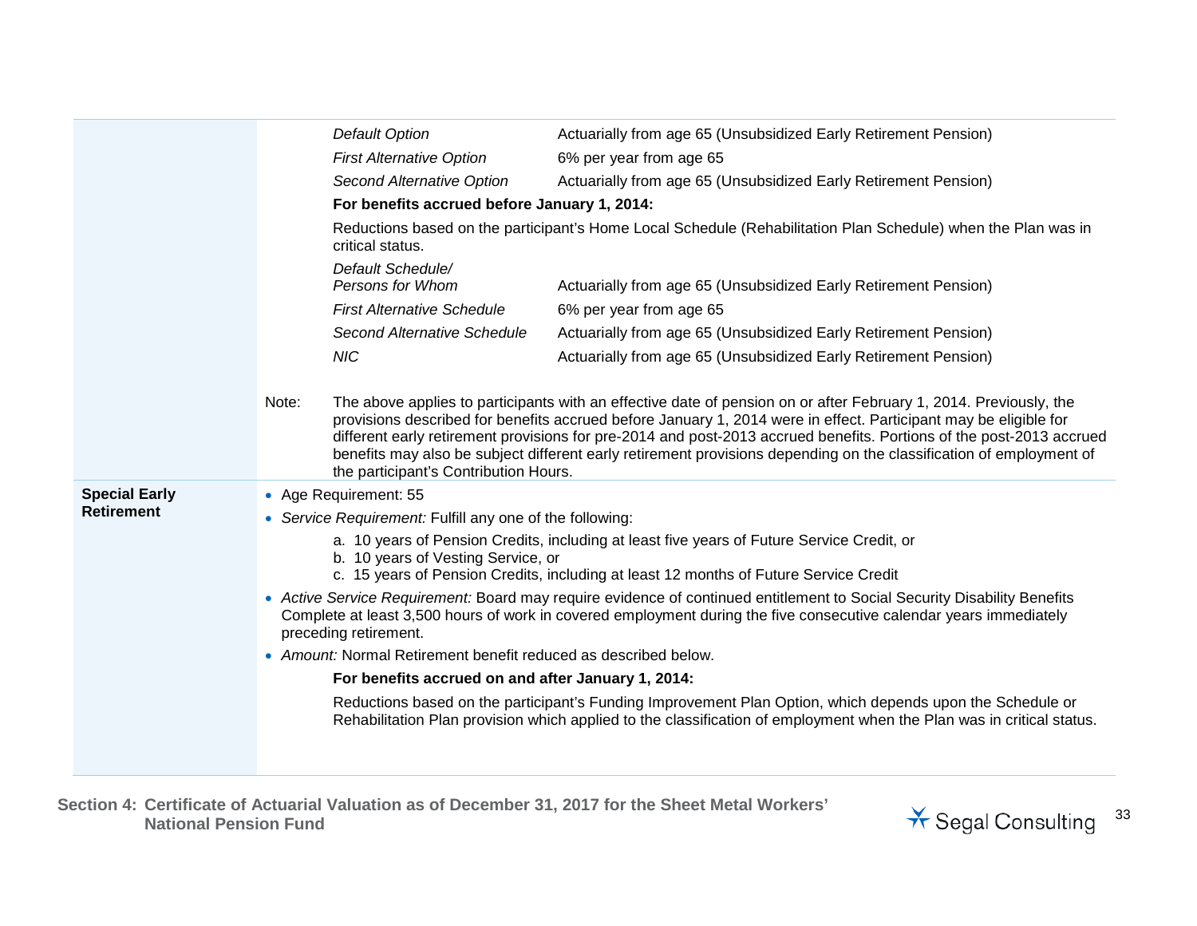| | |
|---|---|
| | *Default Option* — Actuarially from age 65 (Unsubsidized Early Retirement Pension)<br>*First Alternative Option* — 6% per year from age 65<br>*Second Alternative Option* — Actuarially from age 65 (Unsubsidized Early Retirement Pension)<br>**For benefits accrued before January 1, 2014:**<br>Reductions based on the participant's Home Local Schedule (Rehabilitation Plan Schedule) when the Plan was in critical status.<br>*Default Schedule/ Persons for Whom* — Actuarially from age 65 (Unsubsidized Early Retirement Pension)<br>*First Alternative Schedule* — 6% per year from age 65<br>*Second Alternative Schedule* — Actuarially from age 65 (Unsubsidized Early Retirement Pension)<br>*NIC* — Actuarially from age 65 (Unsubsidized Early Retirement Pension)<br><br>Note: The above applies to participants with an effective date of pension on or after February 1, 2014. Previously, the provisions described for benefits accrued before January 1, 2014 were in effect. Participant may be eligible for different early retirement provisions for pre-2014 and post-2013 accrued benefits. Portions of the post-2013 accrued benefits may also be subject different early retirement provisions depending on the classification of employment of the participant's Contribution Hours. |
| **Special Early Retirement** | • Age Requirement: 55<br>• *Service Requirement:* Fulfill any one of the following:<br>a. 10 years of Pension Credits, including at least five years of Future Service Credit, or<br>b. 10 years of Vesting Service, or<br>c. 15 years of Pension Credits, including at least 12 months of Future Service Credit<br>• *Active Service Requirement:* Board may require evidence of continued entitlement to Social Security Disability Benefits Complete at least 3,500 hours of work in covered employment during the five consecutive calendar years immediately preceding retirement.<br>• *Amount:* Normal Retirement benefit reduced as described below.<br>**For benefits accrued on and after January 1, 2014:**<br>Reductions based on the participant's Funding Improvement Plan Option, which depends upon the Schedule or Rehabilitation Plan provision which applied to the classification of employment when the Plan was in critical status. |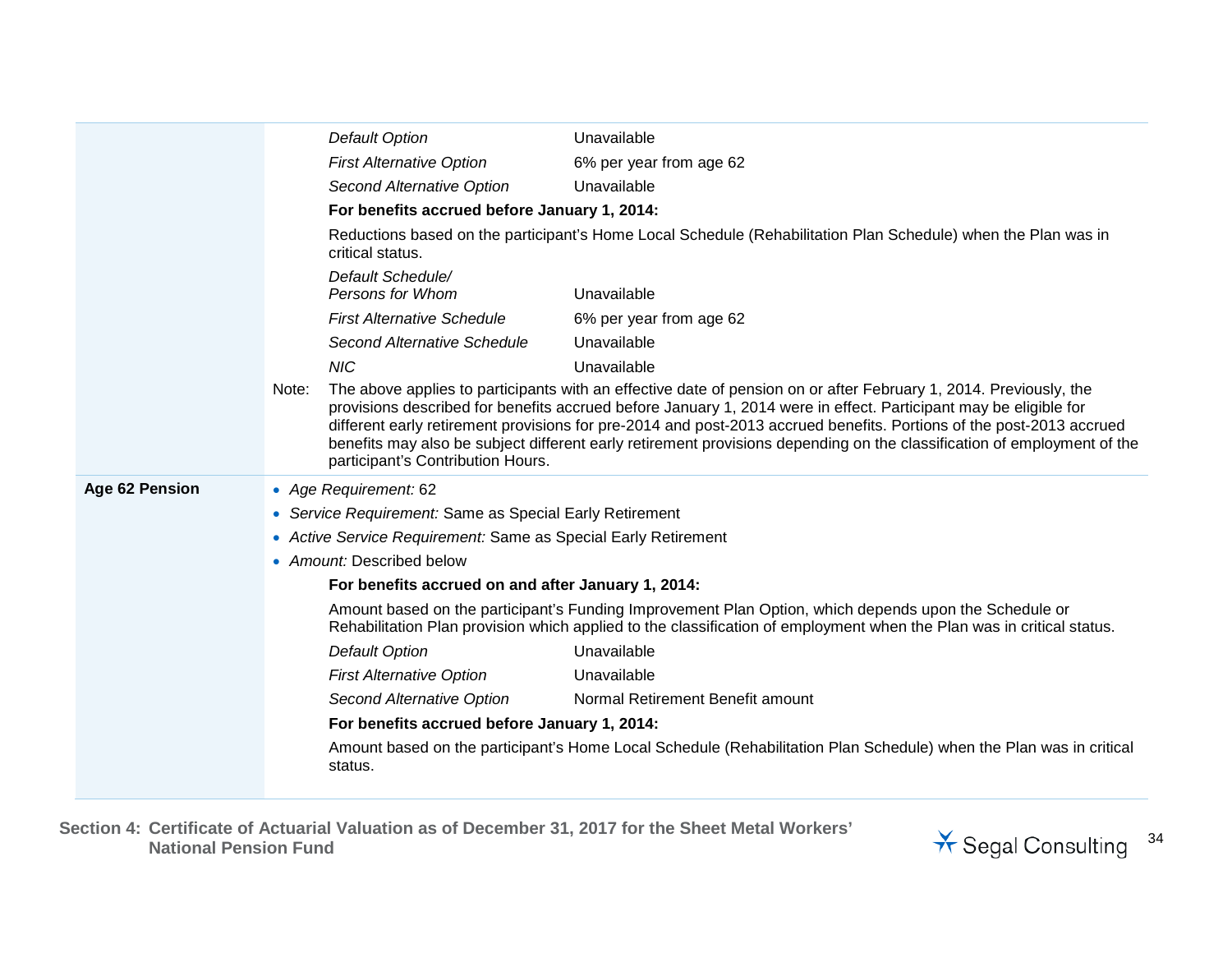| | |
|---|---|
| | *Default Option* Unavailable<br>*First Alternative Option* 6% per year from age 62<br>*Second Alternative Option* Unavailable<br>**For benefits accrued before January 1, 2014:**<br>Reductions based on the participant's Home Local Schedule (Rehabilitation Plan Schedule) when the Plan was in critical status.<br>*Default Schedule/ Persons for Whom* Unavailable<br>*First Alternative Schedule* 6% per year from age 62<br>*Second Alternative Schedule* Unavailable<br>*NIC* Unavailable<br>Note: The above applies to participants with an effective date of pension on or after February 1, 2014. Previously, the provisions described for benefits accrued before January 1, 2014 were in effect. Participant may be eligible for different early retirement provisions for pre-2014 and post-2013 accrued benefits. Portions of the post-2013 accrued benefits may also be subject different early retirement provisions depending on the classification of employment of the participant's Contribution Hours. |
| **Age 62 Pension** | • *Age Requirement:* 62<br>• *Service Requirement:* Same as Special Early Retirement<br>• *Active Service Requirement:* Same as Special Early Retirement<br>• *Amount:* Described below<br>**For benefits accrued on and after January 1, 2014:**<br>Amount based on the participant's Funding Improvement Plan Option, which depends upon the Schedule or Rehabilitation Plan provision which applied to the classification of employment when the Plan was in critical status.<br>*Default Option* Unavailable<br>*First Alternative Option* Unavailable<br>*Second Alternative Option* Normal Retirement Benefit amount<br>**For benefits accrued before January 1, 2014:**<br>Amount based on the participant's Home Local Schedule (Rehabilitation Plan Schedule) when the Plan was in critical status. |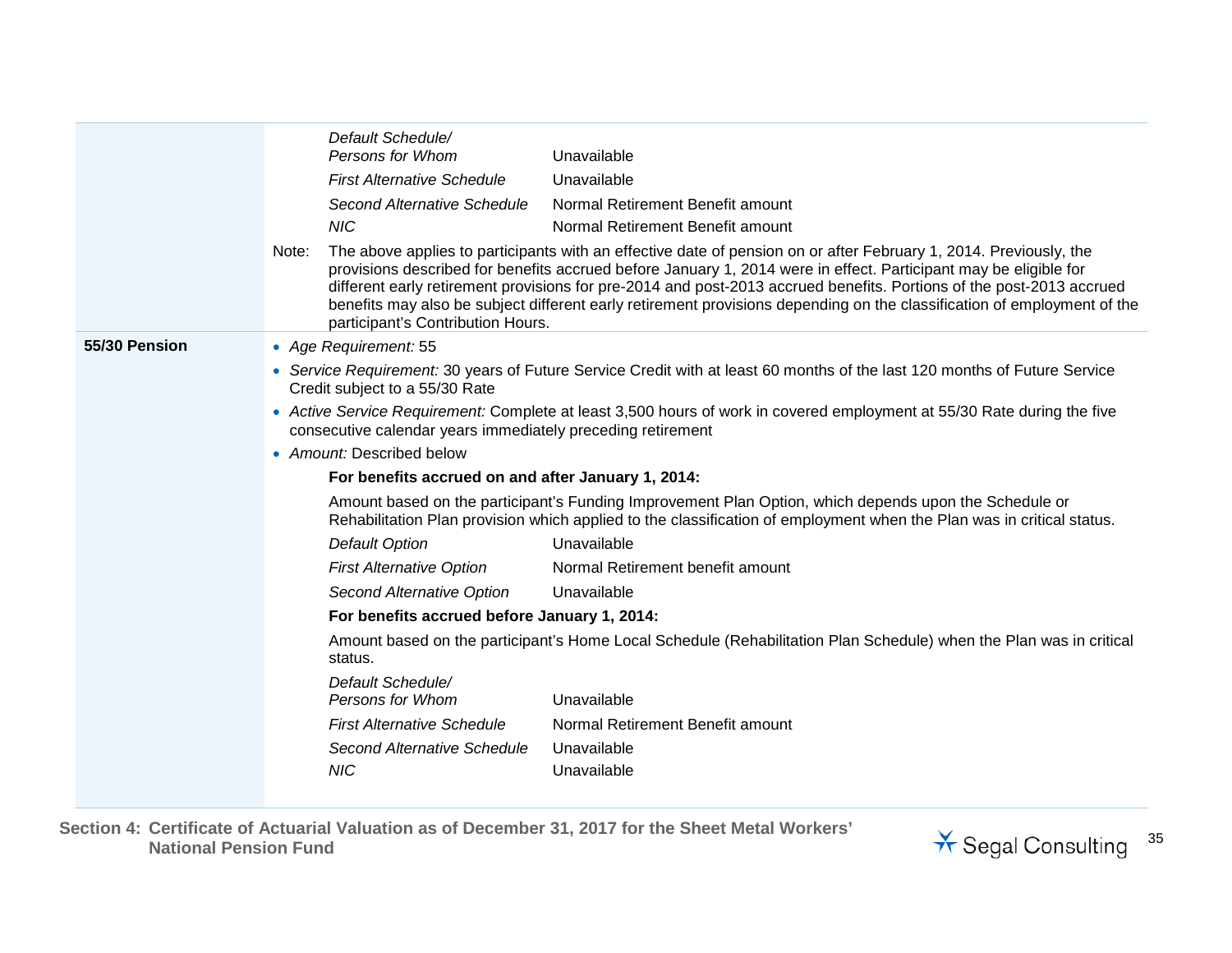| | | |
|---|---|---|
| | *Default Schedule/ Persons for Whom* | Unavailable |
| | *First Alternative Schedule* | Unavailable |
| | *Second Alternative Schedule* | Normal Retirement Benefit amount |
| | *NIC* | Normal Retirement Benefit amount |

Note: The above applies to participants with an effective date of pension on or after February 1, 2014. Previously, the provisions described for benefits accrued before January 1, 2014 were in effect. Participant may be eligible for different early retirement provisions for pre-2014 and post-2013 accrued benefits. Portions of the post-2013 accrued benefits may also be subject different early retirement provisions depending on the classification of employment of the participant's Contribution Hours.

**55/30 Pension**

- *Age Requirement:* 55
- *Service Requirement:* 30 years of Future Service Credit with at least 60 months of the last 120 months of Future Service Credit subject to a 55/30 Rate
- *Active Service Requirement:* Complete at least 3,500 hours of work in covered employment at 55/30 Rate during the five consecutive calendar years immediately preceding retirement
- *Amount:* Described below

**For benefits accrued on and after January 1, 2014:**

Amount based on the participant's Funding Improvement Plan Option, which depends upon the Schedule or Rehabilitation Plan provision which applied to the classification of employment when the Plan was in critical status.

| | |
|---|---|
| *Default Option* | Unavailable |
| *First Alternative Option* | Normal Retirement benefit amount |
| *Second Alternative Option* | Unavailable |

**For benefits accrued before January 1, 2014:**

Amount based on the participant's Home Local Schedule (Rehabilitation Plan Schedule) when the Plan was in critical status.

| | |
|---|---|
| *Default Schedule/ Persons for Whom* | Unavailable |
| *First Alternative Schedule* | Normal Retirement Benefit amount |
| *Second Alternative Schedule* | Unavailable |
| *NIC* | Unavailable |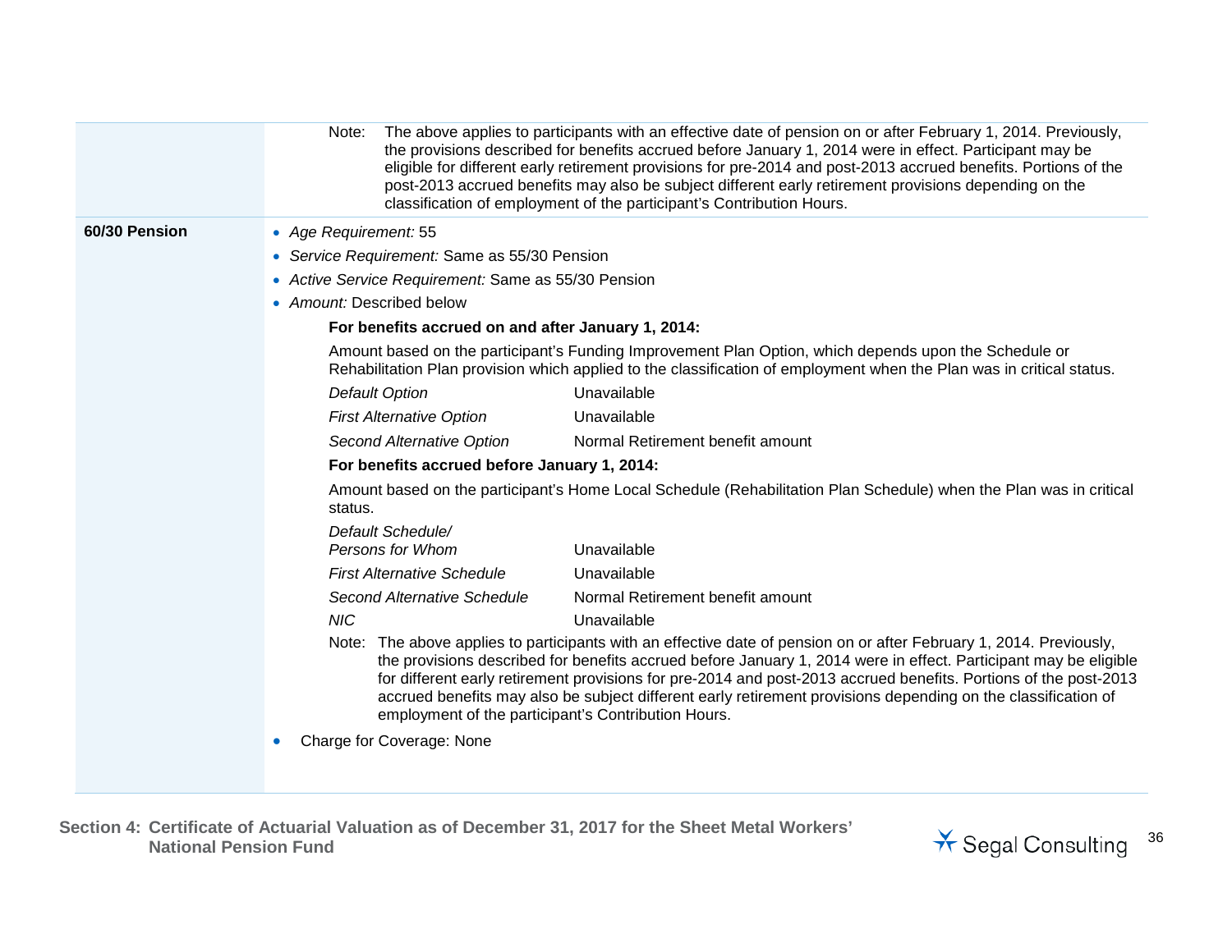Note: The above applies to participants with an effective date of pension on or after February 1, 2014. Previously, the provisions described for benefits accrued before January 1, 2014 were in effect. Participant may be eligible for different early retirement provisions for pre-2014 and post-2013 accrued benefits. Portions of the post-2013 accrued benefits may also be subject different early retirement provisions depending on the classification of employment of the participant's Contribution Hours.

**60/30 Pension**

- *Age Requirement:* 55
- *Service Requirement:* Same as 55/30 Pension
- *Active Service Requirement:* Same as 55/30 Pension
- *Amount:* Described below

**For benefits accrued on and after January 1, 2014:**

Amount based on the participant's Funding Improvement Plan Option, which depends upon the Schedule or Rehabilitation Plan provision which applied to the classification of employment when the Plan was in critical status.

| | |
|---|---|
| *Default Option* | Unavailable |
| *First Alternative Option* | Unavailable |
| *Second Alternative Option* | Normal Retirement benefit amount |

**For benefits accrued before January 1, 2014:**

Amount based on the participant's Home Local Schedule (Rehabilitation Plan Schedule) when the Plan was in critical status.

| | |
|---|---|
| *Default Schedule/ Persons for Whom* | Unavailable |
| *First Alternative Schedule* | Unavailable |
| *Second Alternative Schedule* | Normal Retirement benefit amount |
| *NIC* | Unavailable |

Note: The above applies to participants with an effective date of pension on or after February 1, 2014. Previously, the provisions described for benefits accrued before January 1, 2014 were in effect. Participant may be eligible for different early retirement provisions for pre-2014 and post-2013 accrued benefits. Portions of the post-2013 accrued benefits may also be subject different early retirement provisions depending on the classification of employment of the participant's Contribution Hours.

- Charge for Coverage: None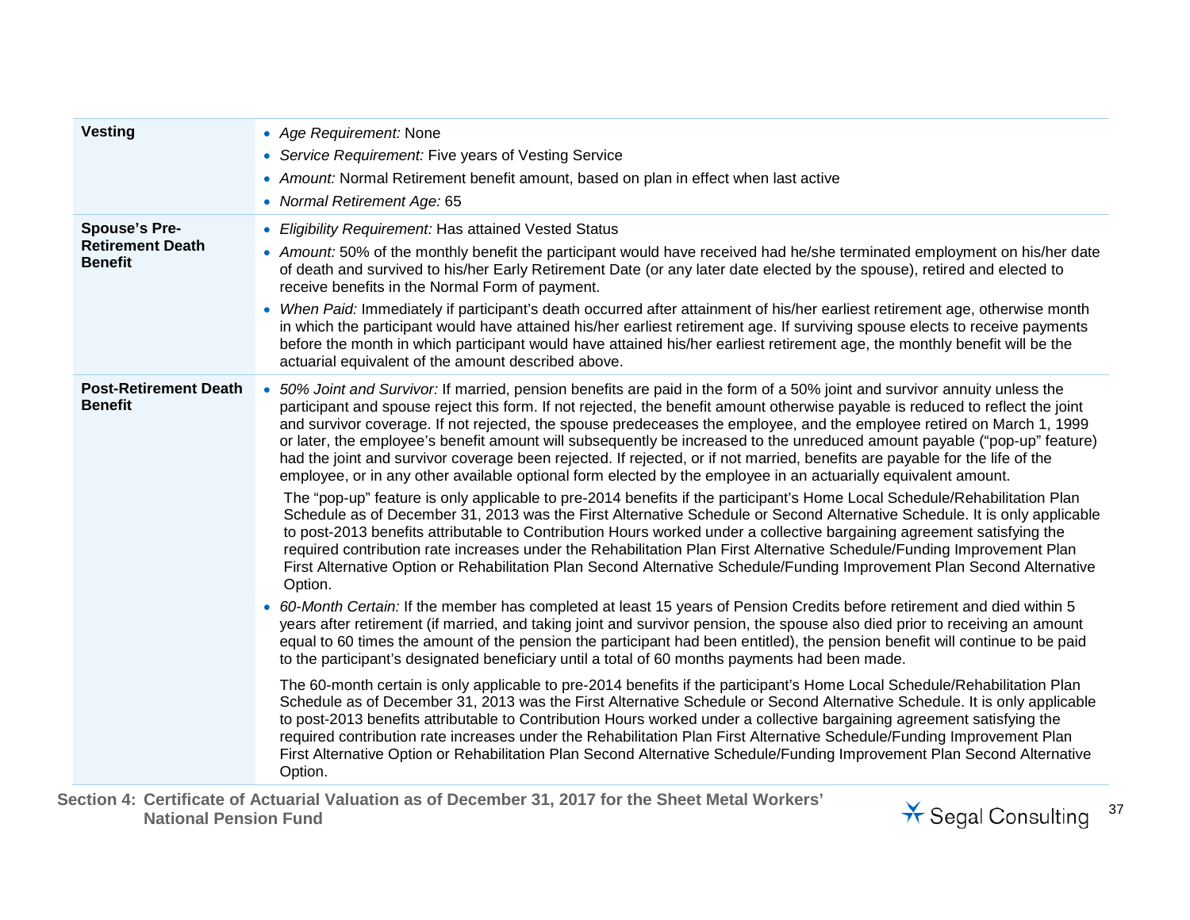| | |
|---|---|
| **Vesting** | • *Age Requirement:* None<br>• *Service Requirement:* Five years of Vesting Service<br>• *Amount:* Normal Retirement benefit amount, based on plan in effect when last active<br>• *Normal Retirement Age:* 65 |
| **Spouse's Pre-Retirement Death Benefit** | • *Eligibility Requirement:* Has attained Vested Status<br>• *Amount:* 50% of the monthly benefit the participant would have received had he/she terminated employment on his/her date of death and survived to his/her Early Retirement Date (or any later date elected by the spouse), retired and elected to receive benefits in the Normal Form of payment.<br>• *When Paid:* Immediately if participant's death occurred after attainment of his/her earliest retirement age, otherwise month in which the participant would have attained his/her earliest retirement age. If surviving spouse elects to receive payments before the month in which participant would have attained his/her earliest retirement age, the monthly benefit will be the actuarial equivalent of the amount described above. |
| **Post-Retirement Death Benefit** | • *50% Joint and Survivor:* If married, pension benefits are paid in the form of a 50% joint and survivor annuity unless the participant and spouse reject this form. If not rejected, the benefit amount otherwise payable is reduced to reflect the joint and survivor coverage. If not rejected, the spouse predeceases the employee, and the employee retired on March 1, 1999 or later, the employee's benefit amount will subsequently be increased to the unreduced amount payable ("pop-up" feature) had the joint and survivor coverage been rejected. If rejected, or if not married, benefits are payable for the life of the employee, or in any other available optional form elected by the employee in an actuarially equivalent amount.<br><br>The "pop-up" feature is only applicable to pre-2014 benefits if the participant's Home Local Schedule/Rehabilitation Plan Schedule as of December 31, 2013 was the First Alternative Schedule or Second Alternative Schedule. It is only applicable to post-2013 benefits attributable to Contribution Hours worked under a collective bargaining agreement satisfying the required contribution rate increases under the Rehabilitation Plan First Alternative Schedule/Funding Improvement Plan First Alternative Option or Rehabilitation Plan Second Alternative Schedule/Funding Improvement Plan Second Alternative Option.<br>• *60-Month Certain:* If the member has completed at least 15 years of Pension Credits before retirement and died within 5 years after retirement (if married, and taking joint and survivor pension, the spouse also died prior to receiving an amount equal to 60 times the amount of the pension the participant had been entitled), the pension benefit will continue to be paid to the participant's designated beneficiary until a total of 60 months payments had been made.<br><br>The 60-month certain is only applicable to pre-2014 benefits if the participant's Home Local Schedule/Rehabilitation Plan Schedule as of December 31, 2013 was the First Alternative Schedule or Second Alternative Schedule. It is only applicable to post-2013 benefits attributable to Contribution Hours worked under a collective bargaining agreement satisfying the required contribution rate increases under the Rehabilitation Plan First Alternative Schedule/Funding Improvement Plan First Alternative Option or Rehabilitation Plan Second Alternative Schedule/Funding Improvement Plan Second Alternative Option. |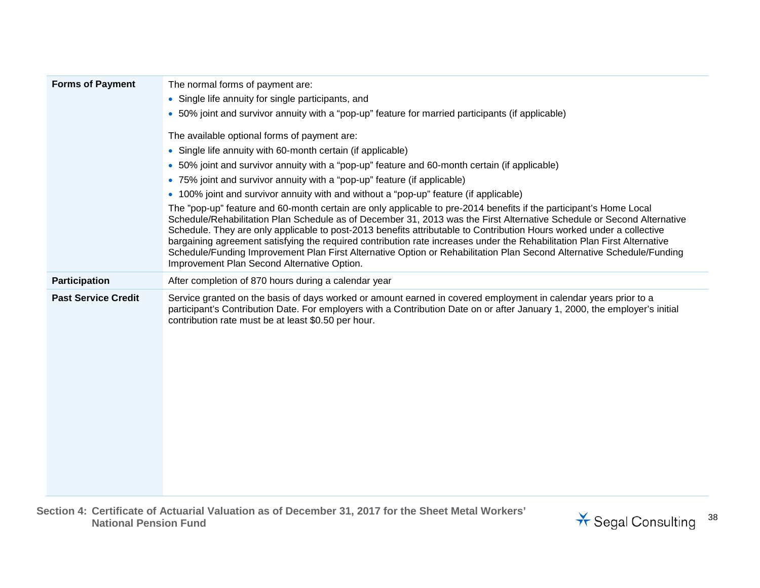| | |
|---|---|
| **Forms of Payment** | The normal forms of payment are:<br>• Single life annuity for single participants, and<br>• 50% joint and survivor annuity with a "pop-up" feature for married participants (if applicable)<br><br>The available optional forms of payment are:<br>• Single life annuity with 60-month certain (if applicable)<br>• 50% joint and survivor annuity with a "pop-up" feature and 60-month certain (if applicable)<br>• 75% joint and survivor annuity with a "pop-up" feature (if applicable)<br>• 100% joint and survivor annuity with and without a "pop-up" feature (if applicable)<br>The "pop-up" feature and 60-month certain are only applicable to pre-2014 benefits if the participant's Home Local Schedule/Rehabilitation Plan Schedule as of December 31, 2013 was the First Alternative Schedule or Second Alternative Schedule. They are only applicable to post-2013 benefits attributable to Contribution Hours worked under a collective bargaining agreement satisfying the required contribution rate increases under the Rehabilitation Plan First Alternative Schedule/Funding Improvement Plan First Alternative Option or Rehabilitation Plan Second Alternative Schedule/Funding Improvement Plan Second Alternative Option. |
| **Participation** | After completion of 870 hours during a calendar year |
| **Past Service Credit** | Service granted on the basis of days worked or amount earned in covered employment in calendar years prior to a participant's Contribution Date. For employers with a Contribution Date on or after January 1, 2000, the employer's initial contribution rate must be at least $0.50 per hour. |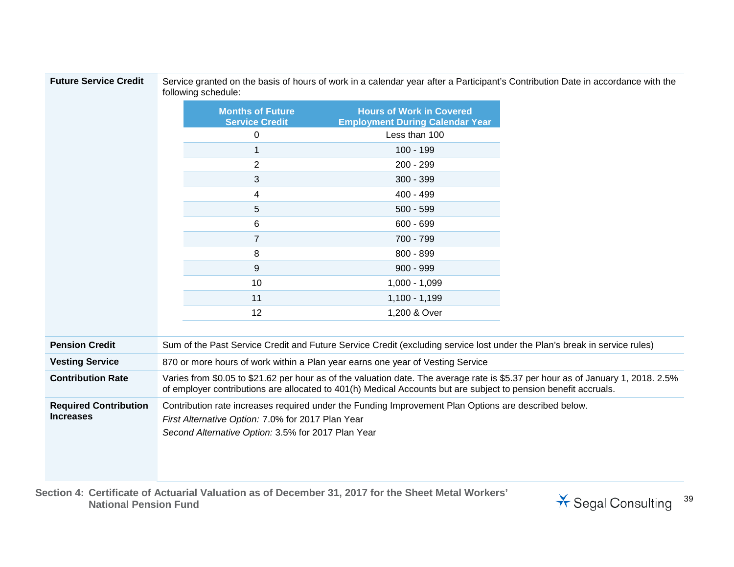| | |
|---|---|
| **Future Service Credit** | Service granted on the basis of hours of work in a calendar year after a Participant's Contribution Date in accordance with the following schedule: |

| Months of Future Service Credit | Hours of Work in Covered Employment During Calendar Year |
|---|---|
| 0 | Less than 100 |
| 1 | 100 - 199 |
| 2 | 200 - 299 |
| 3 | 300 - 399 |
| 4 | 400 - 499 |
| 5 | 500 - 599 |
| 6 | 600 - 699 |
| 7 | 700 - 799 |
| 8 | 800 - 899 |
| 9 | 900 - 999 |
| 10 | 1,000 - 1,099 |
| 11 | 1,100 - 1,199 |
| 12 | 1,200 & Over |

| | |
|---|---|
| **Pension Credit** | Sum of the Past Service Credit and Future Service Credit (excluding service lost under the Plan's break in service rules) |
| **Vesting Service** | 870 or more hours of work within a Plan year earns one year of Vesting Service |
| **Contribution Rate** | Varies from $0.05 to $21.62 per hour as of the valuation date. The average rate is $5.37 per hour as of January 1, 2018. 2.5% of employer contributions are allocated to 401(h) Medical Accounts but are subject to pension benefit accruals. |
| **Required Contribution Increases** | Contribution rate increases required under the Funding Improvement Plan Options are described below.<br>*First Alternative Option:* 7.0% for 2017 Plan Year<br>*Second Alternative Option:* 3.5% for 2017 Plan Year |

**Section 4: Certificate of Actuarial Valuation as of December 31, 2017 for the Sheet Metal Workers' National Pension Fund**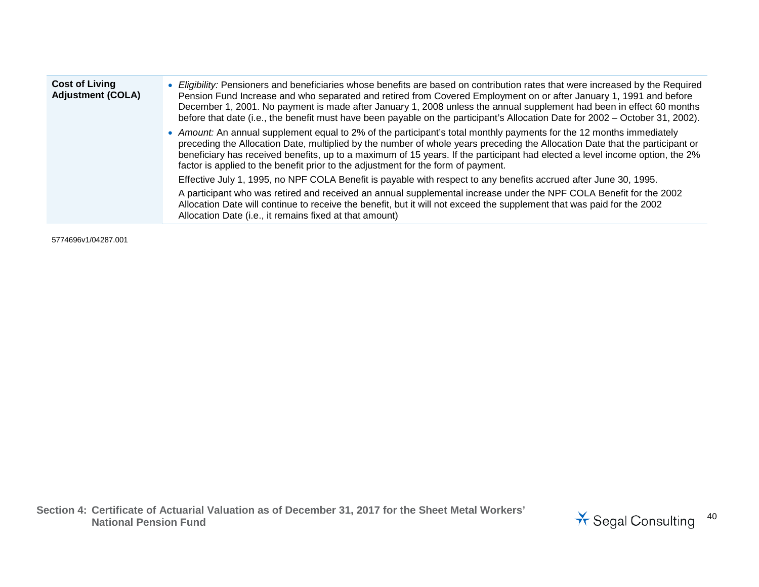| | |
|---|---|
| **Cost of Living Adjustment (COLA)** | • *Eligibility:* Pensioners and beneficiaries whose benefits are based on contribution rates that were increased by the Required Pension Fund Increase and who separated and retired from Covered Employment on or after January 1, 1991 and before December 1, 2001. No payment is made after January 1, 2008 unless the annual supplement had been in effect 60 months before that date (i.e., the benefit must have been payable on the participant's Allocation Date for 2002 – October 31, 2002).<br>• *Amount:* An annual supplement equal to 2% of the participant's total monthly payments for the 12 months immediately preceding the Allocation Date, multiplied by the number of whole years preceding the Allocation Date that the participant or beneficiary has received benefits, up to a maximum of 15 years. If the participant had elected a level income option, the 2% factor is applied to the benefit prior to the adjustment for the form of payment.<br>Effective July 1, 1995, no NPF COLA Benefit is payable with respect to any benefits accrued after June 30, 1995.<br>A participant who was retired and received an annual supplemental increase under the NPF COLA Benefit for the 2002 Allocation Date will continue to receive the benefit, but it will not exceed the supplement that was paid for the 2002 Allocation Date (i.e., it remains fixed at that amount) |

5774696v1/04287.001